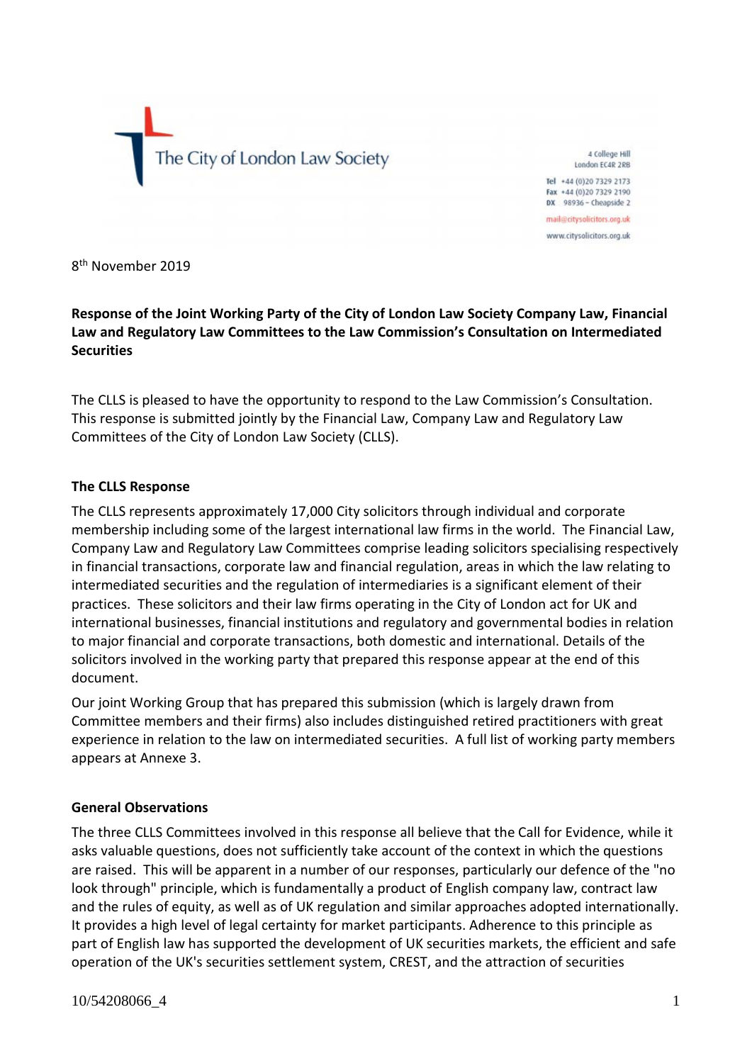The City of London Law Society

4 College Hill
London EC4R 2RB

Tel +44 (0)20 7329 2173
Fax +44 (0)20 7329 2190
DX 98936 – Cheapside 2

mail@citysolicitors.org.uk

www.citysolicitors.org.uk

8th November 2019

**Response of the Joint Working Party of the City of London Law Society Company Law, Financial Law and Regulatory Law Committees to the Law Commission's Consultation on Intermediated Securities**

The CLLS is pleased to have the opportunity to respond to the Law Commission's Consultation. This response is submitted jointly by the Financial Law, Company Law and Regulatory Law Committees of the City of London Law Society (CLLS).

**The CLLS Response**

The CLLS represents approximately 17,000 City solicitors through individual and corporate membership including some of the largest international law firms in the world. The Financial Law, Company Law and Regulatory Law Committees comprise leading solicitors specialising respectively in financial transactions, corporate law and financial regulation, areas in which the law relating to intermediated securities and the regulation of intermediaries is a significant element of their practices. These solicitors and their law firms operating in the City of London act for UK and international businesses, financial institutions and regulatory and governmental bodies in relation to major financial and corporate transactions, both domestic and international. Details of the solicitors involved in the working party that prepared this response appear at the end of this document.

Our joint Working Group that has prepared this submission (which is largely drawn from Committee members and their firms) also includes distinguished retired practitioners with great experience in relation to the law on intermediated securities. A full list of working party members appears at Annexe 3.

**General Observations**

The three CLLS Committees involved in this response all believe that the Call for Evidence, while it asks valuable questions, does not sufficiently take account of the context in which the questions are raised. This will be apparent in a number of our responses, particularly our defence of the "no look through" principle, which is fundamentally a product of English company law, contract law and the rules of equity, as well as of UK regulation and similar approaches adopted internationally. It provides a high level of legal certainty for market participants. Adherence to this principle as part of English law has supported the development of UK securities markets, the efficient and safe operation of the UK's securities settlement system, CREST, and the attraction of securities

10/54208066_4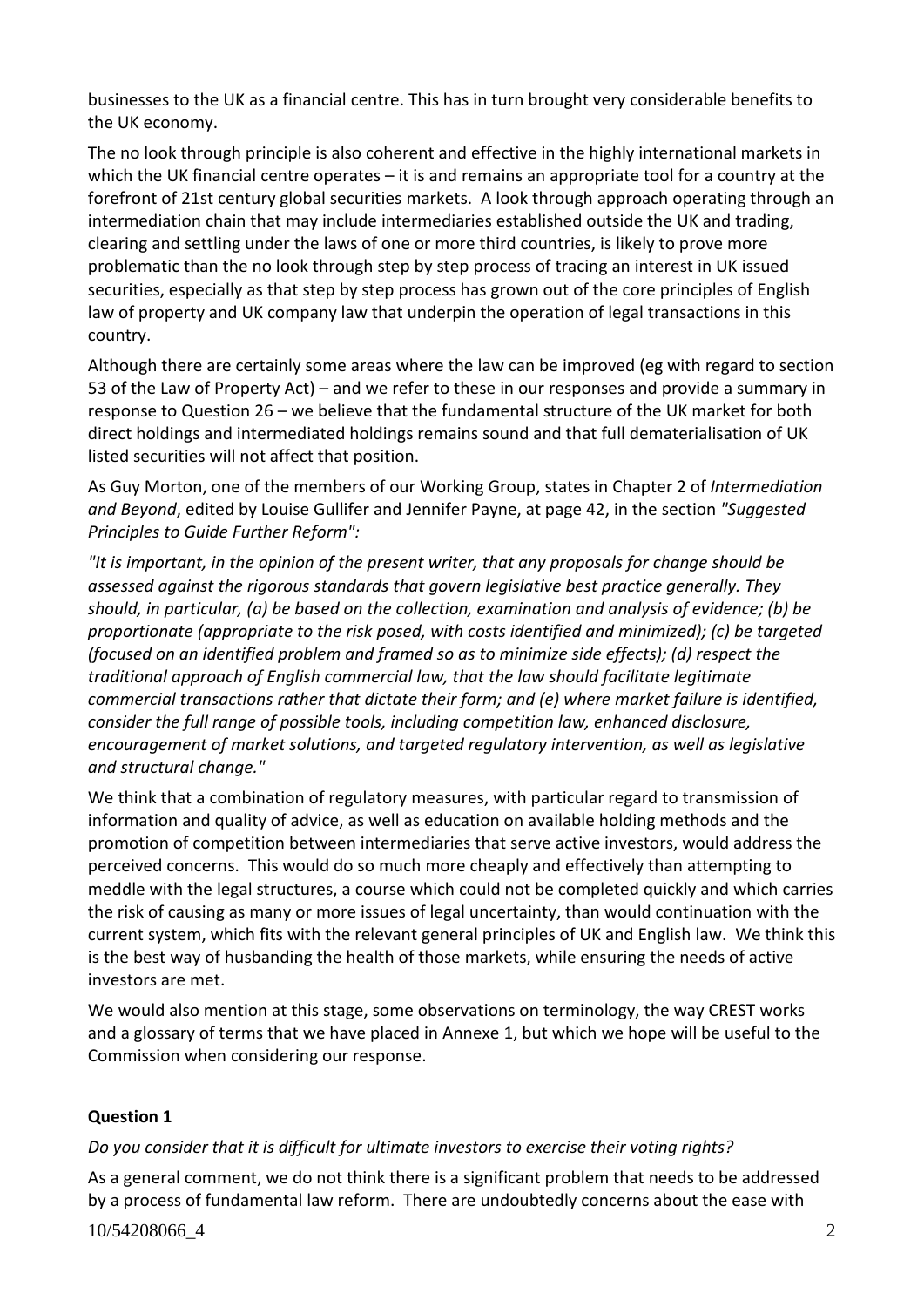businesses to the UK as a financial centre. This has in turn brought very considerable benefits to the UK economy.

The no look through principle is also coherent and effective in the highly international markets in which the UK financial centre operates – it is and remains an appropriate tool for a country at the forefront of 21st century global securities markets. A look through approach operating through an intermediation chain that may include intermediaries established outside the UK and trading, clearing and settling under the laws of one or more third countries, is likely to prove more problematic than the no look through step by step process of tracing an interest in UK issued securities, especially as that step by step process has grown out of the core principles of English law of property and UK company law that underpin the operation of legal transactions in this country.

Although there are certainly some areas where the law can be improved (eg with regard to section 53 of the Law of Property Act) – and we refer to these in our responses and provide a summary in response to Question 26 – we believe that the fundamental structure of the UK market for both direct holdings and intermediated holdings remains sound and that full dematerialisation of UK listed securities will not affect that position.

As Guy Morton, one of the members of our Working Group, states in Chapter 2 of *Intermediation and Beyond*, edited by Louise Gullifer and Jennifer Payne, at page 42, in the section *"Suggested Principles to Guide Further Reform":*

*"It is important, in the opinion of the present writer, that any proposals for change should be assessed against the rigorous standards that govern legislative best practice generally. They should, in particular, (a) be based on the collection, examination and analysis of evidence; (b) be proportionate (appropriate to the risk posed, with costs identified and minimized); (c) be targeted (focused on an identified problem and framed so as to minimize side effects); (d) respect the traditional approach of English commercial law, that the law should facilitate legitimate commercial transactions rather that dictate their form; and (e) where market failure is identified, consider the full range of possible tools, including competition law, enhanced disclosure, encouragement of market solutions, and targeted regulatory intervention, as well as legislative and structural change."*

We think that a combination of regulatory measures, with particular regard to transmission of information and quality of advice, as well as education on available holding methods and the promotion of competition between intermediaries that serve active investors, would address the perceived concerns. This would do so much more cheaply and effectively than attempting to meddle with the legal structures, a course which could not be completed quickly and which carries the risk of causing as many or more issues of legal uncertainty, than would continuation with the current system, which fits with the relevant general principles of UK and English law. We think this is the best way of husbanding the health of those markets, while ensuring the needs of active investors are met.

We would also mention at this stage, some observations on terminology, the way CREST works and a glossary of terms that we have placed in Annexe 1, but which we hope will be useful to the Commission when considering our response.

## Question 1

*Do you consider that it is difficult for ultimate investors to exercise their voting rights?*

As a general comment, we do not think there is a significant problem that needs to be addressed by a process of fundamental law reform. There are undoubtedly concerns about the ease with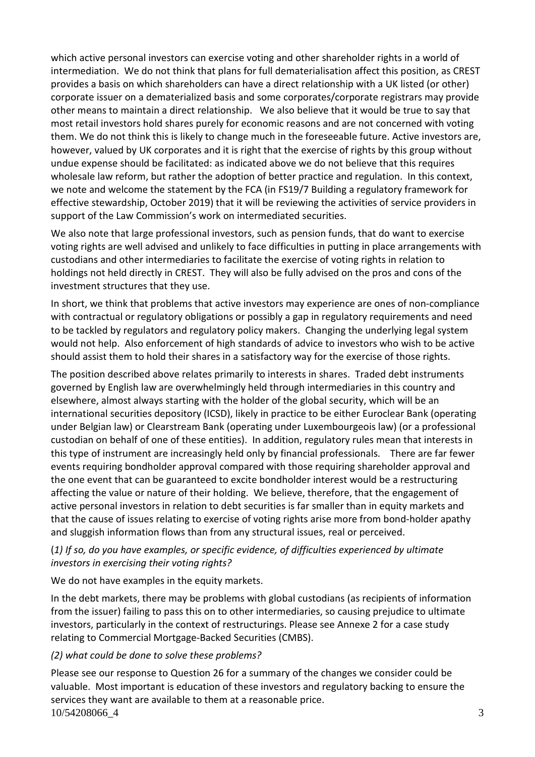which active personal investors can exercise voting and other shareholder rights in a world of intermediation. We do not think that plans for full dematerialisation affect this position, as CREST provides a basis on which shareholders can have a direct relationship with a UK listed (or other) corporate issuer on a dematerialized basis and some corporates/corporate registrars may provide other means to maintain a direct relationship. We also believe that it would be true to say that most retail investors hold shares purely for economic reasons and are not concerned with voting them. We do not think this is likely to change much in the foreseeable future. Active investors are, however, valued by UK corporates and it is right that the exercise of rights by this group without undue expense should be facilitated: as indicated above we do not believe that this requires wholesale law reform, but rather the adoption of better practice and regulation. In this context, we note and welcome the statement by the FCA (in FS19/7 Building a regulatory framework for effective stewardship, October 2019) that it will be reviewing the activities of service providers in support of the Law Commission's work on intermediated securities.

We also note that large professional investors, such as pension funds, that do want to exercise voting rights are well advised and unlikely to face difficulties in putting in place arrangements with custodians and other intermediaries to facilitate the exercise of voting rights in relation to holdings not held directly in CREST. They will also be fully advised on the pros and cons of the investment structures that they use.

In short, we think that problems that active investors may experience are ones of non-compliance with contractual or regulatory obligations or possibly a gap in regulatory requirements and need to be tackled by regulators and regulatory policy makers. Changing the underlying legal system would not help. Also enforcement of high standards of advice to investors who wish to be active should assist them to hold their shares in a satisfactory way for the exercise of those rights.

The position described above relates primarily to interests in shares. Traded debt instruments governed by English law are overwhelmingly held through intermediaries in this country and elsewhere, almost always starting with the holder of the global security, which will be an international securities depository (ICSD), likely in practice to be either Euroclear Bank (operating under Belgian law) or Clearstream Bank (operating under Luxembourgeois law) (or a professional custodian on behalf of one of these entities). In addition, regulatory rules mean that interests in this type of instrument are increasingly held only by financial professionals. There are far fewer events requiring bondholder approval compared with those requiring shareholder approval and the one event that can be guaranteed to excite bondholder interest would be a restructuring affecting the value or nature of their holding. We believe, therefore, that the engagement of active personal investors in relation to debt securities is far smaller than in equity markets and that the cause of issues relating to exercise of voting rights arise more from bond-holder apathy and sluggish information flows than from any structural issues, real or perceived.

*(1) If so, do you have examples, or specific evidence, of difficulties experienced by ultimate investors in exercising their voting rights?*

We do not have examples in the equity markets.

In the debt markets, there may be problems with global custodians (as recipients of information from the issuer) failing to pass this on to other intermediaries, so causing prejudice to ultimate investors, particularly in the context of restructurings. Please see Annexe 2 for a case study relating to Commercial Mortgage-Backed Securities (CMBS).

*(2) what could be done to solve these problems?*

Please see our response to Question 26 for a summary of the changes we consider could be valuable. Most important is education of these investors and regulatory backing to ensure the services they want are available to them at a reasonable price.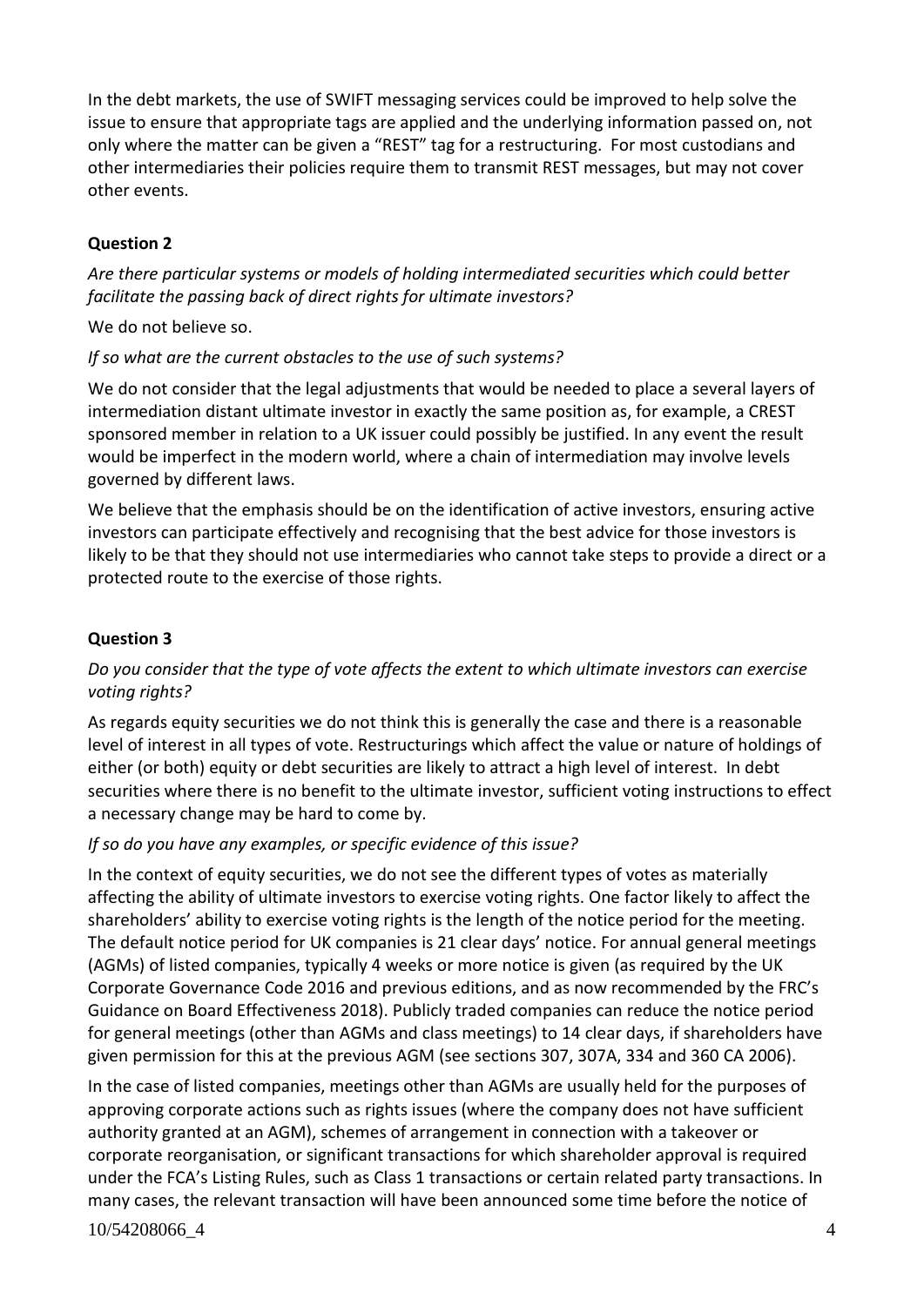In the debt markets, the use of SWIFT messaging services could be improved to help solve the issue to ensure that appropriate tags are applied and the underlying information passed on, not only where the matter can be given a "REST" tag for a restructuring. For most custodians and other intermediaries their policies require them to transmit REST messages, but may not cover other events.

## Question 2

*Are there particular systems or models of holding intermediated securities which could better facilitate the passing back of direct rights for ultimate investors?*

We do not believe so.

*If so what are the current obstacles to the use of such systems?*

We do not consider that the legal adjustments that would be needed to place a several layers of intermediation distant ultimate investor in exactly the same position as, for example, a CREST sponsored member in relation to a UK issuer could possibly be justified. In any event the result would be imperfect in the modern world, where a chain of intermediation may involve levels governed by different laws.

We believe that the emphasis should be on the identification of active investors, ensuring active investors can participate effectively and recognising that the best advice for those investors is likely to be that they should not use intermediaries who cannot take steps to provide a direct or a protected route to the exercise of those rights.

## Question 3

*Do you consider that the type of vote affects the extent to which ultimate investors can exercise voting rights?*

As regards equity securities we do not think this is generally the case and there is a reasonable level of interest in all types of vote. Restructurings which affect the value or nature of holdings of either (or both) equity or debt securities are likely to attract a high level of interest. In debt securities where there is no benefit to the ultimate investor, sufficient voting instructions to effect a necessary change may be hard to come by.

*If so do you have any examples, or specific evidence of this issue?*

In the context of equity securities, we do not see the different types of votes as materially affecting the ability of ultimate investors to exercise voting rights. One factor likely to affect the shareholders' ability to exercise voting rights is the length of the notice period for the meeting. The default notice period for UK companies is 21 clear days' notice. For annual general meetings (AGMs) of listed companies, typically 4 weeks or more notice is given (as required by the UK Corporate Governance Code 2016 and previous editions, and as now recommended by the FRC's Guidance on Board Effectiveness 2018). Publicly traded companies can reduce the notice period for general meetings (other than AGMs and class meetings) to 14 clear days, if shareholders have given permission for this at the previous AGM (see sections 307, 307A, 334 and 360 CA 2006).

In the case of listed companies, meetings other than AGMs are usually held for the purposes of approving corporate actions such as rights issues (where the company does not have sufficient authority granted at an AGM), schemes of arrangement in connection with a takeover or corporate reorganisation, or significant transactions for which shareholder approval is required under the FCA's Listing Rules, such as Class 1 transactions or certain related party transactions. In many cases, the relevant transaction will have been announced some time before the notice of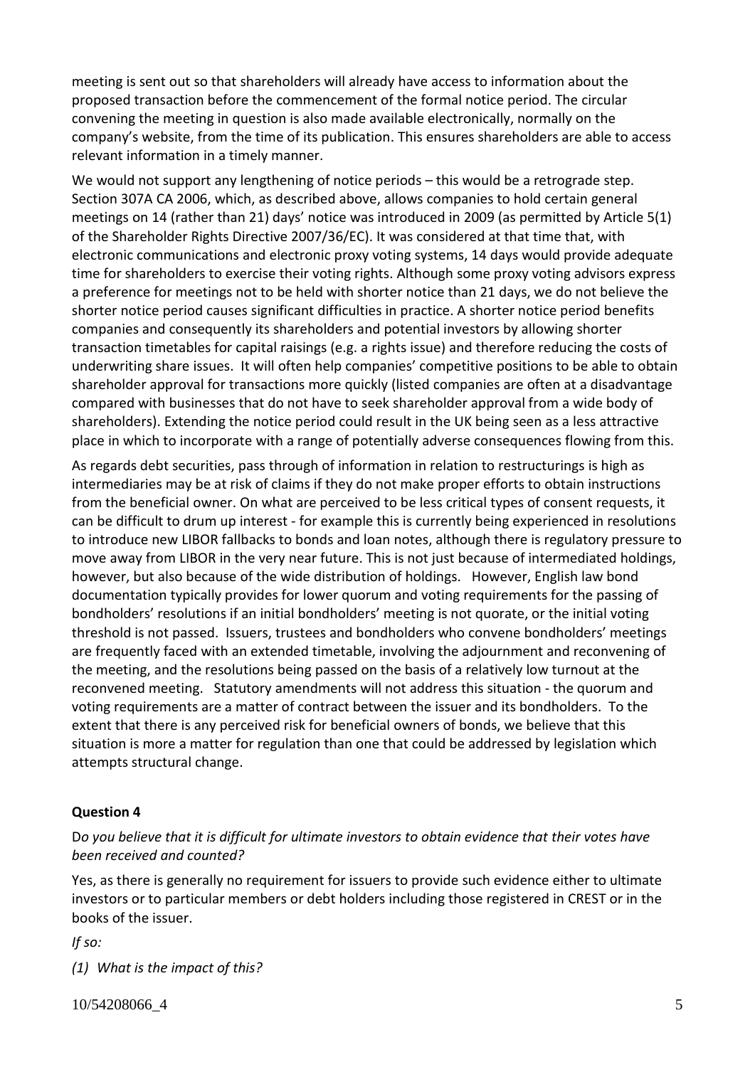meeting is sent out so that shareholders will already have access to information about the proposed transaction before the commencement of the formal notice period. The circular convening the meeting in question is also made available electronically, normally on the company's website, from the time of its publication. This ensures shareholders are able to access relevant information in a timely manner.

We would not support any lengthening of notice periods – this would be a retrograde step. Section 307A CA 2006, which, as described above, allows companies to hold certain general meetings on 14 (rather than 21) days' notice was introduced in 2009 (as permitted by Article 5(1) of the Shareholder Rights Directive 2007/36/EC). It was considered at that time that, with electronic communications and electronic proxy voting systems, 14 days would provide adequate time for shareholders to exercise their voting rights. Although some proxy voting advisors express a preference for meetings not to be held with shorter notice than 21 days, we do not believe the shorter notice period causes significant difficulties in practice. A shorter notice period benefits companies and consequently its shareholders and potential investors by allowing shorter transaction timetables for capital raisings (e.g. a rights issue) and therefore reducing the costs of underwriting share issues. It will often help companies' competitive positions to be able to obtain shareholder approval for transactions more quickly (listed companies are often at a disadvantage compared with businesses that do not have to seek shareholder approval from a wide body of shareholders). Extending the notice period could result in the UK being seen as a less attractive place in which to incorporate with a range of potentially adverse consequences flowing from this.

As regards debt securities, pass through of information in relation to restructurings is high as intermediaries may be at risk of claims if they do not make proper efforts to obtain instructions from the beneficial owner. On what are perceived to be less critical types of consent requests, it can be difficult to drum up interest - for example this is currently being experienced in resolutions to introduce new LIBOR fallbacks to bonds and loan notes, although there is regulatory pressure to move away from LIBOR in the very near future. This is not just because of intermediated holdings, however, but also because of the wide distribution of holdings. However, English law bond documentation typically provides for lower quorum and voting requirements for the passing of bondholders' resolutions if an initial bondholders' meeting is not quorate, or the initial voting threshold is not passed. Issuers, trustees and bondholders who convene bondholders' meetings are frequently faced with an extended timetable, involving the adjournment and reconvening of the meeting, and the resolutions being passed on the basis of a relatively low turnout at the reconvened meeting. Statutory amendments will not address this situation - the quorum and voting requirements are a matter of contract between the issuer and its bondholders. To the extent that there is any perceived risk for beneficial owners of bonds, we believe that this situation is more a matter for regulation than one that could be addressed by legislation which attempts structural change.

**Question 4**

D*o you believe that it is difficult for ultimate investors to obtain evidence that their votes have been received and counted?*

Yes, as there is generally no requirement for issuers to provide such evidence either to ultimate investors or to particular members or debt holders including those registered in CREST or in the books of the issuer.

*If so:*

*(1) What is the impact of this?*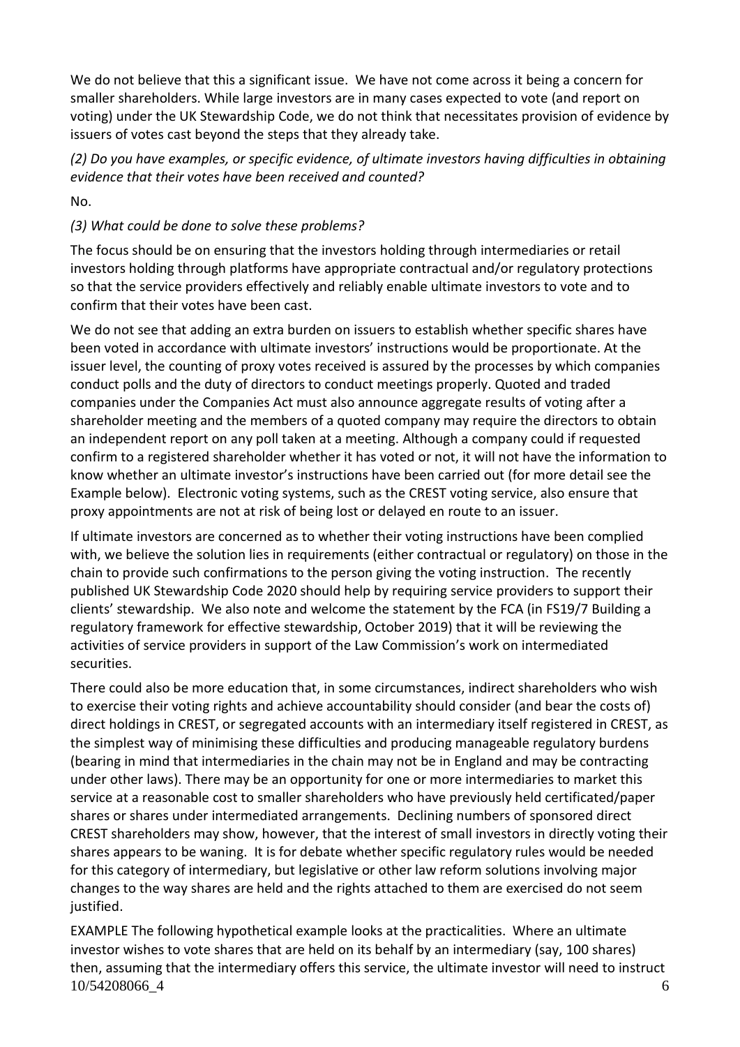We do not believe that this a significant issue. We have not come across it being a concern for smaller shareholders. While large investors are in many cases expected to vote (and report on voting) under the UK Stewardship Code, we do not think that necessitates provision of evidence by issuers of votes cast beyond the steps that they already take.

*(2) Do you have examples, or specific evidence, of ultimate investors having difficulties in obtaining evidence that their votes have been received and counted?*

No.

*(3) What could be done to solve these problems?*

The focus should be on ensuring that the investors holding through intermediaries or retail investors holding through platforms have appropriate contractual and/or regulatory protections so that the service providers effectively and reliably enable ultimate investors to vote and to confirm that their votes have been cast.

We do not see that adding an extra burden on issuers to establish whether specific shares have been voted in accordance with ultimate investors' instructions would be proportionate. At the issuer level, the counting of proxy votes received is assured by the processes by which companies conduct polls and the duty of directors to conduct meetings properly. Quoted and traded companies under the Companies Act must also announce aggregate results of voting after a shareholder meeting and the members of a quoted company may require the directors to obtain an independent report on any poll taken at a meeting. Although a company could if requested confirm to a registered shareholder whether it has voted or not, it will not have the information to know whether an ultimate investor's instructions have been carried out (for more detail see the Example below). Electronic voting systems, such as the CREST voting service, also ensure that proxy appointments are not at risk of being lost or delayed en route to an issuer.

If ultimate investors are concerned as to whether their voting instructions have been complied with, we believe the solution lies in requirements (either contractual or regulatory) on those in the chain to provide such confirmations to the person giving the voting instruction. The recently published UK Stewardship Code 2020 should help by requiring service providers to support their clients' stewardship. We also note and welcome the statement by the FCA (in FS19/7 Building a regulatory framework for effective stewardship, October 2019) that it will be reviewing the activities of service providers in support of the Law Commission's work on intermediated securities.

There could also be more education that, in some circumstances, indirect shareholders who wish to exercise their voting rights and achieve accountability should consider (and bear the costs of) direct holdings in CREST, or segregated accounts with an intermediary itself registered in CREST, as the simplest way of minimising these difficulties and producing manageable regulatory burdens (bearing in mind that intermediaries in the chain may not be in England and may be contracting under other laws). There may be an opportunity for one or more intermediaries to market this service at a reasonable cost to smaller shareholders who have previously held certificated/paper shares or shares under intermediated arrangements. Declining numbers of sponsored direct CREST shareholders may show, however, that the interest of small investors in directly voting their shares appears to be waning. It is for debate whether specific regulatory rules would be needed for this category of intermediary, but legislative or other law reform solutions involving major changes to the way shares are held and the rights attached to them are exercised do not seem justified.

EXAMPLE The following hypothetical example looks at the practicalities. Where an ultimate investor wishes to vote shares that are held on its behalf by an intermediary (say, 100 shares) then, assuming that the intermediary offers this service, the ultimate investor will need to instruct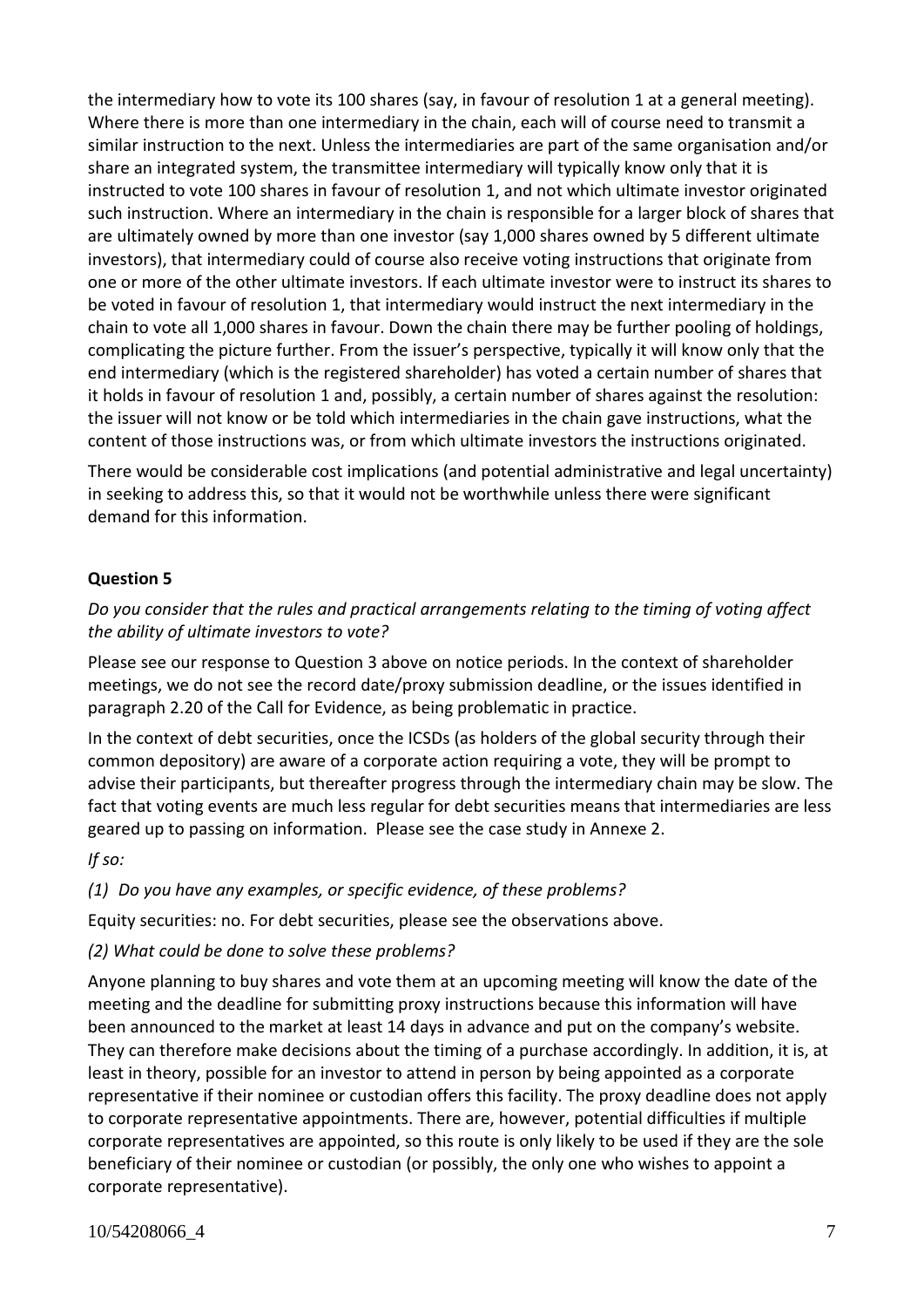the intermediary how to vote its 100 shares (say, in favour of resolution 1 at a general meeting). Where there is more than one intermediary in the chain, each will of course need to transmit a similar instruction to the next. Unless the intermediaries are part of the same organisation and/or share an integrated system, the transmittee intermediary will typically know only that it is instructed to vote 100 shares in favour of resolution 1, and not which ultimate investor originated such instruction. Where an intermediary in the chain is responsible for a larger block of shares that are ultimately owned by more than one investor (say 1,000 shares owned by 5 different ultimate investors), that intermediary could of course also receive voting instructions that originate from one or more of the other ultimate investors. If each ultimate investor were to instruct its shares to be voted in favour of resolution 1, that intermediary would instruct the next intermediary in the chain to vote all 1,000 shares in favour. Down the chain there may be further pooling of holdings, complicating the picture further. From the issuer's perspective, typically it will know only that the end intermediary (which is the registered shareholder) has voted a certain number of shares that it holds in favour of resolution 1 and, possibly, a certain number of shares against the resolution: the issuer will not know or be told which intermediaries in the chain gave instructions, what the content of those instructions was, or from which ultimate investors the instructions originated.

There would be considerable cost implications (and potential administrative and legal uncertainty) in seeking to address this, so that it would not be worthwhile unless there were significant demand for this information.

**Question 5**

*Do you consider that the rules and practical arrangements relating to the timing of voting affect the ability of ultimate investors to vote?*

Please see our response to Question 3 above on notice periods. In the context of shareholder meetings, we do not see the record date/proxy submission deadline, or the issues identified in paragraph 2.20 of the Call for Evidence, as being problematic in practice.

In the context of debt securities, once the ICSDs (as holders of the global security through their common depository) are aware of a corporate action requiring a vote, they will be prompt to advise their participants, but thereafter progress through the intermediary chain may be slow. The fact that voting events are much less regular for debt securities means that intermediaries are less geared up to passing on information. Please see the case study in Annexe 2.

*If so:*

*(1) Do you have any examples, or specific evidence, of these problems?*

Equity securities: no. For debt securities, please see the observations above.

*(2) What could be done to solve these problems?*

Anyone planning to buy shares and vote them at an upcoming meeting will know the date of the meeting and the deadline for submitting proxy instructions because this information will have been announced to the market at least 14 days in advance and put on the company's website. They can therefore make decisions about the timing of a purchase accordingly. In addition, it is, at least in theory, possible for an investor to attend in person by being appointed as a corporate representative if their nominee or custodian offers this facility. The proxy deadline does not apply to corporate representative appointments. There are, however, potential difficulties if multiple corporate representatives are appointed, so this route is only likely to be used if they are the sole beneficiary of their nominee or custodian (or possibly, the only one who wishes to appoint a corporate representative).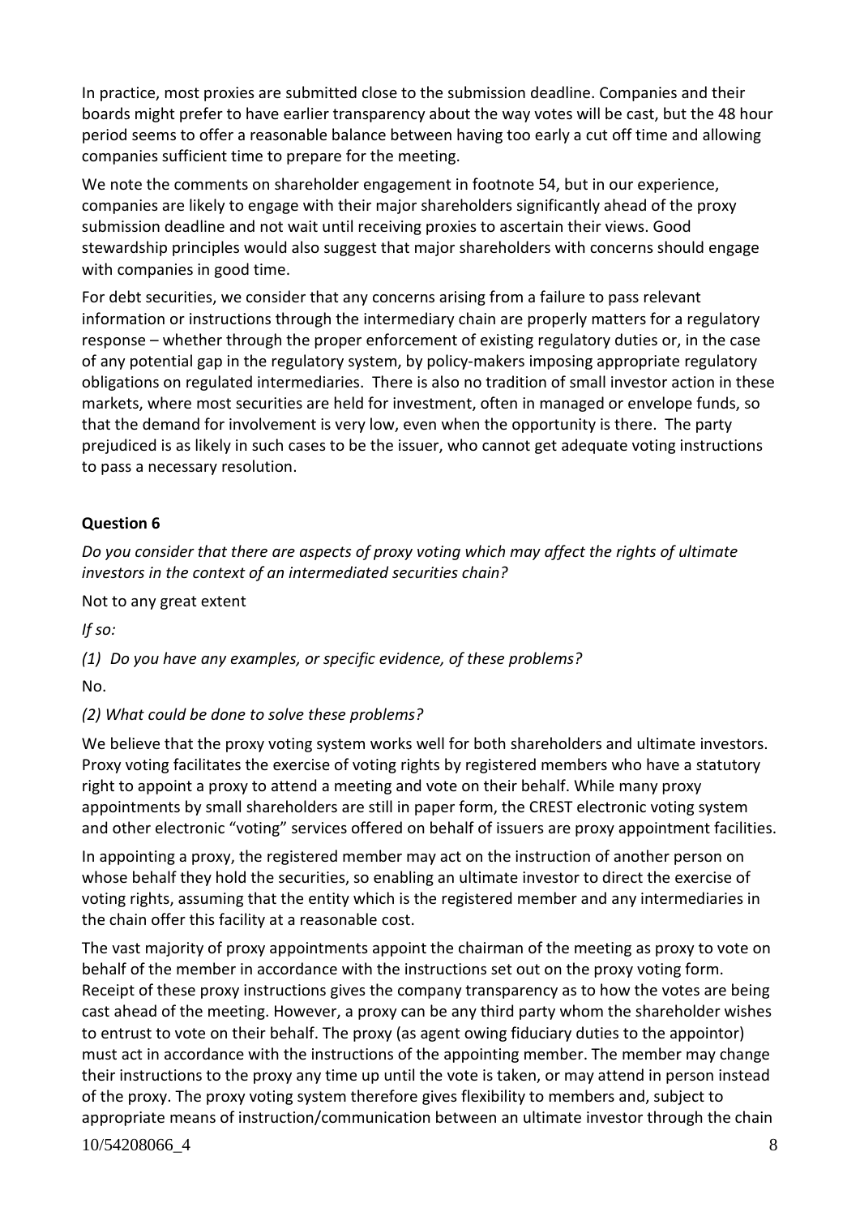In practice, most proxies are submitted close to the submission deadline. Companies and their boards might prefer to have earlier transparency about the way votes will be cast, but the 48 hour period seems to offer a reasonable balance between having too early a cut off time and allowing companies sufficient time to prepare for the meeting.

We note the comments on shareholder engagement in footnote 54, but in our experience, companies are likely to engage with their major shareholders significantly ahead of the proxy submission deadline and not wait until receiving proxies to ascertain their views. Good stewardship principles would also suggest that major shareholders with concerns should engage with companies in good time.

For debt securities, we consider that any concerns arising from a failure to pass relevant information or instructions through the intermediary chain are properly matters for a regulatory response – whether through the proper enforcement of existing regulatory duties or, in the case of any potential gap in the regulatory system, by policy-makers imposing appropriate regulatory obligations on regulated intermediaries. There is also no tradition of small investor action in these markets, where most securities are held for investment, often in managed or envelope funds, so that the demand for involvement is very low, even when the opportunity is there. The party prejudiced is as likely in such cases to be the issuer, who cannot get adequate voting instructions to pass a necessary resolution.

**Question 6**

*Do you consider that there are aspects of proxy voting which may affect the rights of ultimate investors in the context of an intermediated securities chain?*

Not to any great extent

*If so:*

*(1) Do you have any examples, or specific evidence, of these problems?*

No.

*(2) What could be done to solve these problems?*

We believe that the proxy voting system works well for both shareholders and ultimate investors. Proxy voting facilitates the exercise of voting rights by registered members who have a statutory right to appoint a proxy to attend a meeting and vote on their behalf. While many proxy appointments by small shareholders are still in paper form, the CREST electronic voting system and other electronic "voting" services offered on behalf of issuers are proxy appointment facilities.

In appointing a proxy, the registered member may act on the instruction of another person on whose behalf they hold the securities, so enabling an ultimate investor to direct the exercise of voting rights, assuming that the entity which is the registered member and any intermediaries in the chain offer this facility at a reasonable cost.

The vast majority of proxy appointments appoint the chairman of the meeting as proxy to vote on behalf of the member in accordance with the instructions set out on the proxy voting form. Receipt of these proxy instructions gives the company transparency as to how the votes are being cast ahead of the meeting. However, a proxy can be any third party whom the shareholder wishes to entrust to vote on their behalf. The proxy (as agent owing fiduciary duties to the appointor) must act in accordance with the instructions of the appointing member. The member may change their instructions to the proxy any time up until the vote is taken, or may attend in person instead of the proxy. The proxy voting system therefore gives flexibility to members and, subject to appropriate means of instruction/communication between an ultimate investor through the chain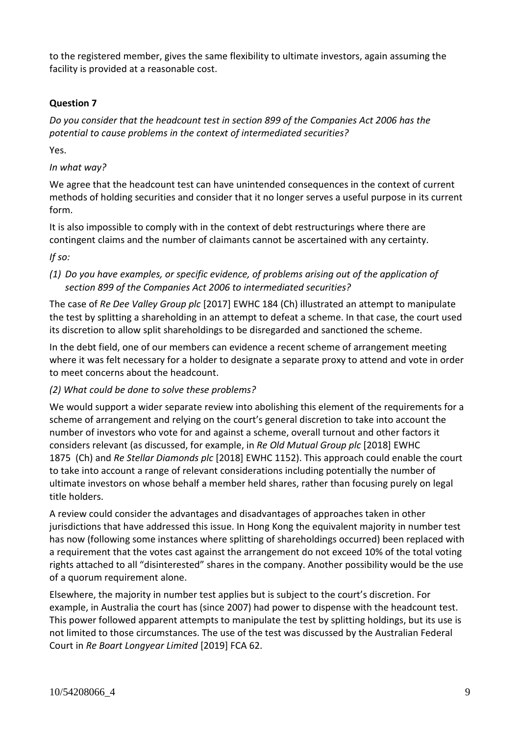to the registered member, gives the same flexibility to ultimate investors, again assuming the facility is provided at a reasonable cost.

**Question 7**

*Do you consider that the headcount test in section 899 of the Companies Act 2006 has the potential to cause problems in the context of intermediated securities?*

Yes.

*In what way?*

We agree that the headcount test can have unintended consequences in the context of current methods of holding securities and consider that it no longer serves a useful purpose in its current form.

It is also impossible to comply with in the context of debt restructurings where there are contingent claims and the number of claimants cannot be ascertained with any certainty.

*If so:*

*(1) Do you have examples, or specific evidence, of problems arising out of the application of section 899 of the Companies Act 2006 to intermediated securities?*

The case of *Re Dee Valley Group plc* [2017] EWHC 184 (Ch) illustrated an attempt to manipulate the test by splitting a shareholding in an attempt to defeat a scheme. In that case, the court used its discretion to allow split shareholdings to be disregarded and sanctioned the scheme.

In the debt field, one of our members can evidence a recent scheme of arrangement meeting where it was felt necessary for a holder to designate a separate proxy to attend and vote in order to meet concerns about the headcount.

*(2) What could be done to solve these problems?*

We would support a wider separate review into abolishing this element of the requirements for a scheme of arrangement and relying on the court's general discretion to take into account the number of investors who vote for and against a scheme, overall turnout and other factors it considers relevant (as discussed, for example, in *Re Old Mutual Group plc* [2018] EWHC 1875 (Ch) and *Re Stellar Diamonds plc* [2018] EWHC 1152). This approach could enable the court to take into account a range of relevant considerations including potentially the number of ultimate investors on whose behalf a member held shares, rather than focusing purely on legal title holders.

A review could consider the advantages and disadvantages of approaches taken in other jurisdictions that have addressed this issue. In Hong Kong the equivalent majority in number test has now (following some instances where splitting of shareholdings occurred) been replaced with a requirement that the votes cast against the arrangement do not exceed 10% of the total voting rights attached to all "disinterested" shares in the company. Another possibility would be the use of a quorum requirement alone.

Elsewhere, the majority in number test applies but is subject to the court's discretion. For example, in Australia the court has (since 2007) had power to dispense with the headcount test. This power followed apparent attempts to manipulate the test by splitting holdings, but its use is not limited to those circumstances. The use of the test was discussed by the Australian Federal Court in *Re Boart Longyear Limited* [2019] FCA 62.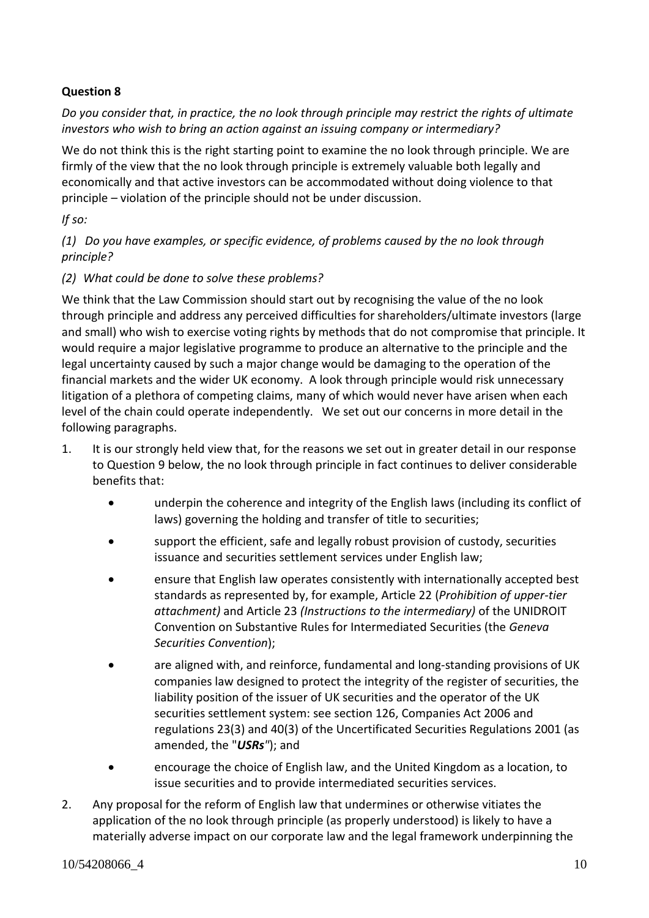**Question 8**

*Do you consider that, in practice, the no look through principle may restrict the rights of ultimate investors who wish to bring an action against an issuing company or intermediary?*

We do not think this is the right starting point to examine the no look through principle. We are firmly of the view that the no look through principle is extremely valuable both legally and economically and that active investors can be accommodated without doing violence to that principle – violation of the principle should not be under discussion.

*If so:*

*(1) Do you have examples, or specific evidence, of problems caused by the no look through principle?*

*(2) What could be done to solve these problems?*

We think that the Law Commission should start out by recognising the value of the no look through principle and address any perceived difficulties for shareholders/ultimate investors (large and small) who wish to exercise voting rights by methods that do not compromise that principle. It would require a major legislative programme to produce an alternative to the principle and the legal uncertainty caused by such a major change would be damaging to the operation of the financial markets and the wider UK economy. A look through principle would risk unnecessary litigation of a plethora of competing claims, many of which would never have arisen when each level of the chain could operate independently. We set out our concerns in more detail in the following paragraphs.

1. It is our strongly held view that, for the reasons we set out in greater detail in our response to Question 9 below, the no look through principle in fact continues to deliver considerable benefits that:
   - underpin the coherence and integrity of the English laws (including its conflict of laws) governing the holding and transfer of title to securities;
   - support the efficient, safe and legally robust provision of custody, securities issuance and securities settlement services under English law;
   - ensure that English law operates consistently with internationally accepted best standards as represented by, for example, Article 22 (*Prohibition of upper-tier attachment)* and Article 23 *(Instructions to the intermediary)* of the UNIDROIT Convention on Substantive Rules for Intermediated Securities (the *Geneva Securities Convention*);
   - are aligned with, and reinforce, fundamental and long-standing provisions of UK companies law designed to protect the integrity of the register of securities, the liability position of the issuer of UK securities and the operator of the UK securities settlement system: see section 126, Companies Act 2006 and regulations 23(3) and 40(3) of the Uncertificated Securities Regulations 2001 (as amended, the "***USRs***"); and
   - encourage the choice of English law, and the United Kingdom as a location, to issue securities and to provide intermediated securities services.
2. Any proposal for the reform of English law that undermines or otherwise vitiates the application of the no look through principle (as properly understood) is likely to have a materially adverse impact on our corporate law and the legal framework underpinning the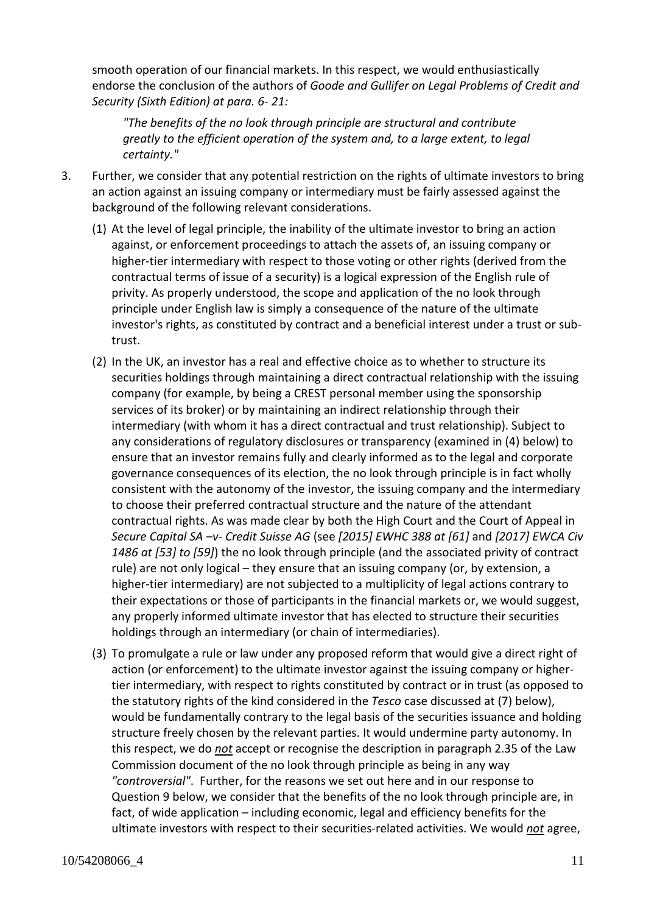smooth operation of our financial markets. In this respect, we would enthusiastically endorse the conclusion of the authors of *Goode and Gullifer on Legal Problems of Credit and Security (Sixth Edition) at para. 6- 21:*

> *"The benefits of the no look through principle are structural and contribute greatly to the efficient operation of the system and, to a large extent, to legal certainty."*

3. Further, we consider that any potential restriction on the rights of ultimate investors to bring an action against an issuing company or intermediary must be fairly assessed against the background of the following relevant considerations.

   (1) At the level of legal principle, the inability of the ultimate investor to bring an action against, or enforcement proceedings to attach the assets of, an issuing company or higher-tier intermediary with respect to those voting or other rights (derived from the contractual terms of issue of a security) is a logical expression of the English rule of privity. As properly understood, the scope and application of the no look through principle under English law is simply a consequence of the nature of the ultimate investor's rights, as constituted by contract and a beneficial interest under a trust or sub-trust.

   (2) In the UK, an investor has a real and effective choice as to whether to structure its securities holdings through maintaining a direct contractual relationship with the issuing company (for example, by being a CREST personal member using the sponsorship services of its broker) or by maintaining an indirect relationship through their intermediary (with whom it has a direct contractual and trust relationship). Subject to any considerations of regulatory disclosures or transparency (examined in (4) below) to ensure that an investor remains fully and clearly informed as to the legal and corporate governance consequences of its election, the no look through principle is in fact wholly consistent with the autonomy of the investor, the issuing company and the intermediary to choose their preferred contractual structure and the nature of the attendant contractual rights. As was made clear by both the High Court and the Court of Appeal in *Secure Capital SA –v- Credit Suisse AG* (see *[2015] EWHC 388 at [61]* and *[2017] EWCA Civ 1486 at [53] to [59]*) the no look through principle (and the associated privity of contract rule) are not only logical – they ensure that an issuing company (or, by extension, a higher-tier intermediary) are not subjected to a multiplicity of legal actions contrary to their expectations or those of participants in the financial markets or, we would suggest, any properly informed ultimate investor that has elected to structure their securities holdings through an intermediary (or chain of intermediaries).

   (3) To promulgate a rule or law under any proposed reform that would give a direct right of action (or enforcement) to the ultimate investor against the issuing company or higher-tier intermediary, with respect to rights constituted by contract or in trust (as opposed to the statutory rights of the kind considered in the *Tesco* case discussed at (7) below), would be fundamentally contrary to the legal basis of the securities issuance and holding structure freely chosen by the relevant parties. It would undermine party autonomy. In this respect, we do ***not*** accept or recognise the description in paragraph 2.35 of the Law Commission document of the no look through principle as being in any way *"controversial"*. Further, for the reasons we set out here and in our response to Question 9 below, we consider that the benefits of the no look through principle are, in fact, of wide application – including economic, legal and efficiency benefits for the ultimate investors with respect to their securities-related activities. We would ***not*** agree,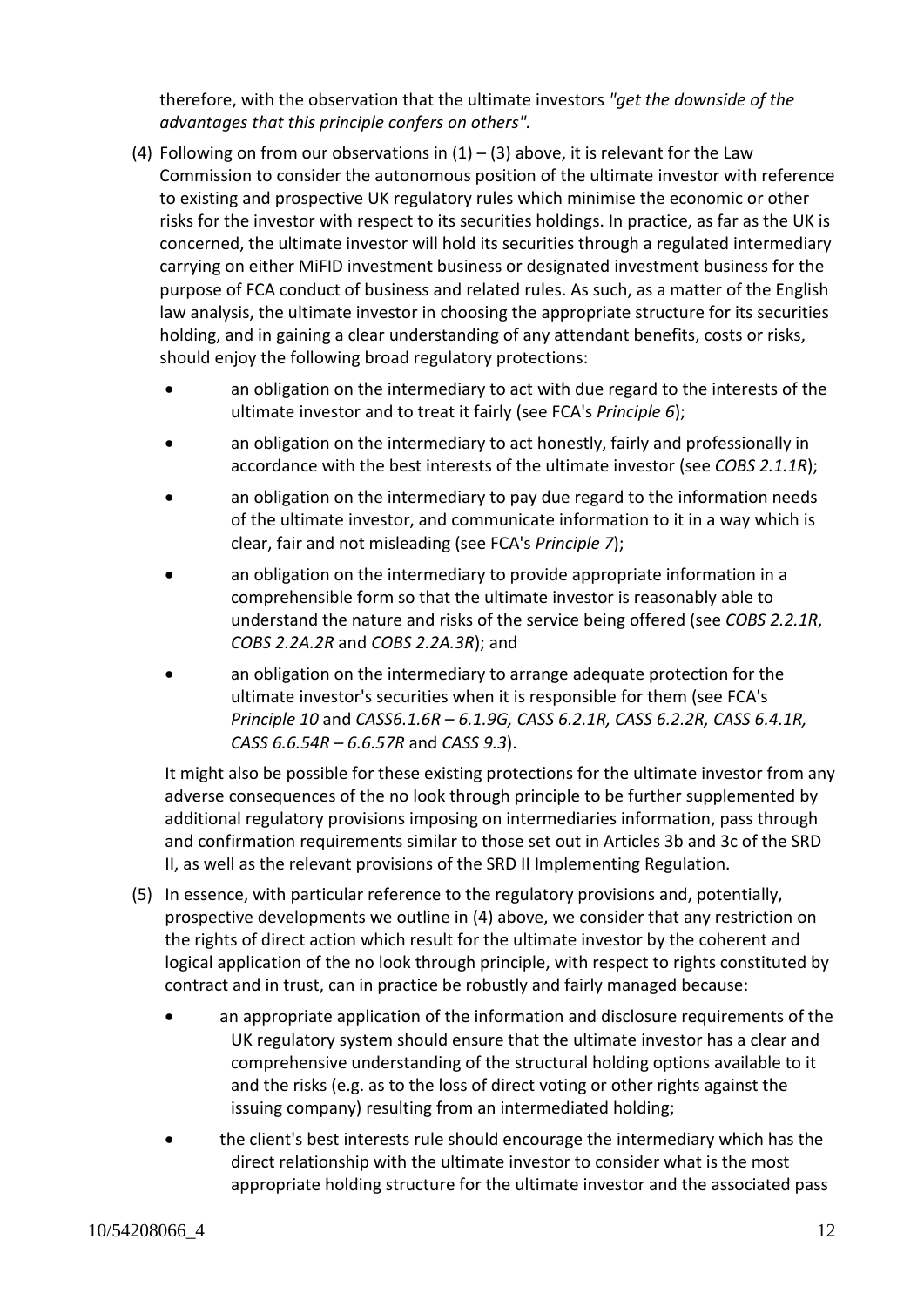therefore, with the observation that the ultimate investors *"get the downside of the advantages that this principle confers on others".*

(4) Following on from our observations in (1) – (3) above, it is relevant for the Law Commission to consider the autonomous position of the ultimate investor with reference to existing and prospective UK regulatory rules which minimise the economic or other risks for the investor with respect to its securities holdings. In practice, as far as the UK is concerned, the ultimate investor will hold its securities through a regulated intermediary carrying on either MiFID investment business or designated investment business for the purpose of FCA conduct of business and related rules. As such, as a matter of the English law analysis, the ultimate investor in choosing the appropriate structure for its securities holding, and in gaining a clear understanding of any attendant benefits, costs or risks, should enjoy the following broad regulatory protections:

- an obligation on the intermediary to act with due regard to the interests of the ultimate investor and to treat it fairly (see FCA's *Principle 6*);
- an obligation on the intermediary to act honestly, fairly and professionally in accordance with the best interests of the ultimate investor (see *COBS 2.1.1R*);
- an obligation on the intermediary to pay due regard to the information needs of the ultimate investor, and communicate information to it in a way which is clear, fair and not misleading (see FCA's *Principle 7*);
- an obligation on the intermediary to provide appropriate information in a comprehensible form so that the ultimate investor is reasonably able to understand the nature and risks of the service being offered (see *COBS 2.2.1R*, *COBS 2.2A.2R* and *COBS 2.2A.3R*); and
- an obligation on the intermediary to arrange adequate protection for the ultimate investor's securities when it is responsible for them (see FCA's *Principle 10* and *CASS6.1.6R – 6.1.9G, CASS 6.2.1R, CASS 6.2.2R, CASS 6.4.1R, CASS 6.6.54R – 6.6.57R* and *CASS 9.3*).

It might also be possible for these existing protections for the ultimate investor from any adverse consequences of the no look through principle to be further supplemented by additional regulatory provisions imposing on intermediaries information, pass through and confirmation requirements similar to those set out in Articles 3b and 3c of the SRD II, as well as the relevant provisions of the SRD II Implementing Regulation.

(5) In essence, with particular reference to the regulatory provisions and, potentially, prospective developments we outline in (4) above, we consider that any restriction on the rights of direct action which result for the ultimate investor by the coherent and logical application of the no look through principle, with respect to rights constituted by contract and in trust, can in practice be robustly and fairly managed because:

- an appropriate application of the information and disclosure requirements of the UK regulatory system should ensure that the ultimate investor has a clear and comprehensive understanding of the structural holding options available to it and the risks (e.g. as to the loss of direct voting or other rights against the issuing company) resulting from an intermediated holding;
- the client's best interests rule should encourage the intermediary which has the direct relationship with the ultimate investor to consider what is the most appropriate holding structure for the ultimate investor and the associated pass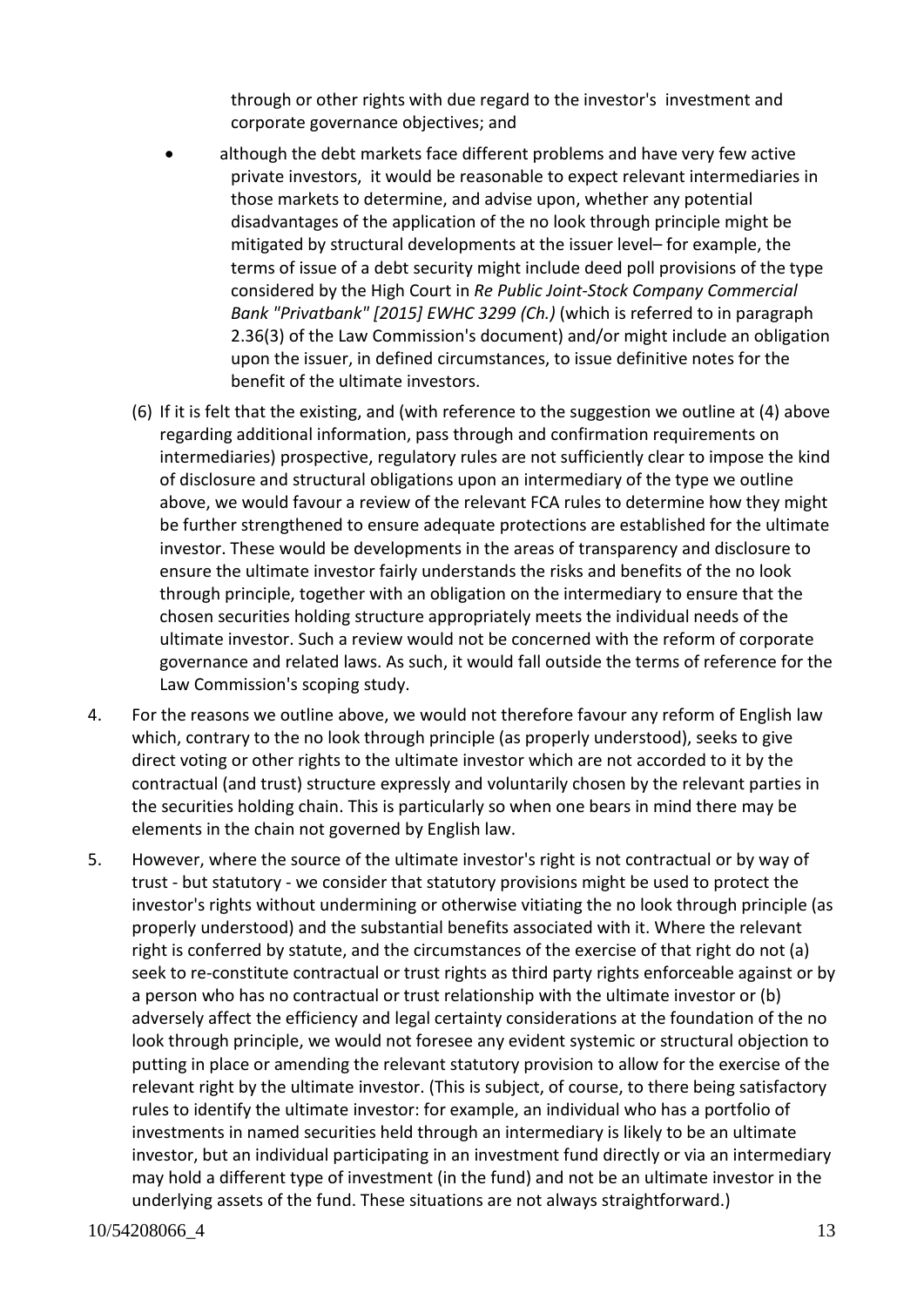through or other rights with due regard to the investor's investment and corporate governance objectives; and

- although the debt markets face different problems and have very few active private investors, it would be reasonable to expect relevant intermediaries in those markets to determine, and advise upon, whether any potential disadvantages of the application of the no look through principle might be mitigated by structural developments at the issuer level– for example, the terms of issue of a debt security might include deed poll provisions of the type considered by the High Court in *Re Public Joint-Stock Company Commercial Bank "Privatbank" [2015] EWHC 3299 (Ch.)* (which is referred to in paragraph 2.36(3) of the Law Commission's document) and/or might include an obligation upon the issuer, in defined circumstances, to issue definitive notes for the benefit of the ultimate investors.

(6) If it is felt that the existing, and (with reference to the suggestion we outline at (4) above regarding additional information, pass through and confirmation requirements on intermediaries) prospective, regulatory rules are not sufficiently clear to impose the kind of disclosure and structural obligations upon an intermediary of the type we outline above, we would favour a review of the relevant FCA rules to determine how they might be further strengthened to ensure adequate protections are established for the ultimate investor. These would be developments in the areas of transparency and disclosure to ensure the ultimate investor fairly understands the risks and benefits of the no look through principle, together with an obligation on the intermediary to ensure that the chosen securities holding structure appropriately meets the individual needs of the ultimate investor. Such a review would not be concerned with the reform of corporate governance and related laws. As such, it would fall outside the terms of reference for the Law Commission's scoping study.

4. For the reasons we outline above, we would not therefore favour any reform of English law which, contrary to the no look through principle (as properly understood), seeks to give direct voting or other rights to the ultimate investor which are not accorded to it by the contractual (and trust) structure expressly and voluntarily chosen by the relevant parties in the securities holding chain. This is particularly so when one bears in mind there may be elements in the chain not governed by English law.

5. However, where the source of the ultimate investor's right is not contractual or by way of trust - but statutory - we consider that statutory provisions might be used to protect the investor's rights without undermining or otherwise vitiating the no look through principle (as properly understood) and the substantial benefits associated with it. Where the relevant right is conferred by statute, and the circumstances of the exercise of that right do not (a) seek to re-constitute contractual or trust rights as third party rights enforceable against or by a person who has no contractual or trust relationship with the ultimate investor or (b) adversely affect the efficiency and legal certainty considerations at the foundation of the no look through principle, we would not foresee any evident systemic or structural objection to putting in place or amending the relevant statutory provision to allow for the exercise of the relevant right by the ultimate investor. (This is subject, of course, to there being satisfactory rules to identify the ultimate investor: for example, an individual who has a portfolio of investments in named securities held through an intermediary is likely to be an ultimate investor, but an individual participating in an investment fund directly or via an intermediary may hold a different type of investment (in the fund) and not be an ultimate investor in the underlying assets of the fund. These situations are not always straightforward.)

10/54208066_4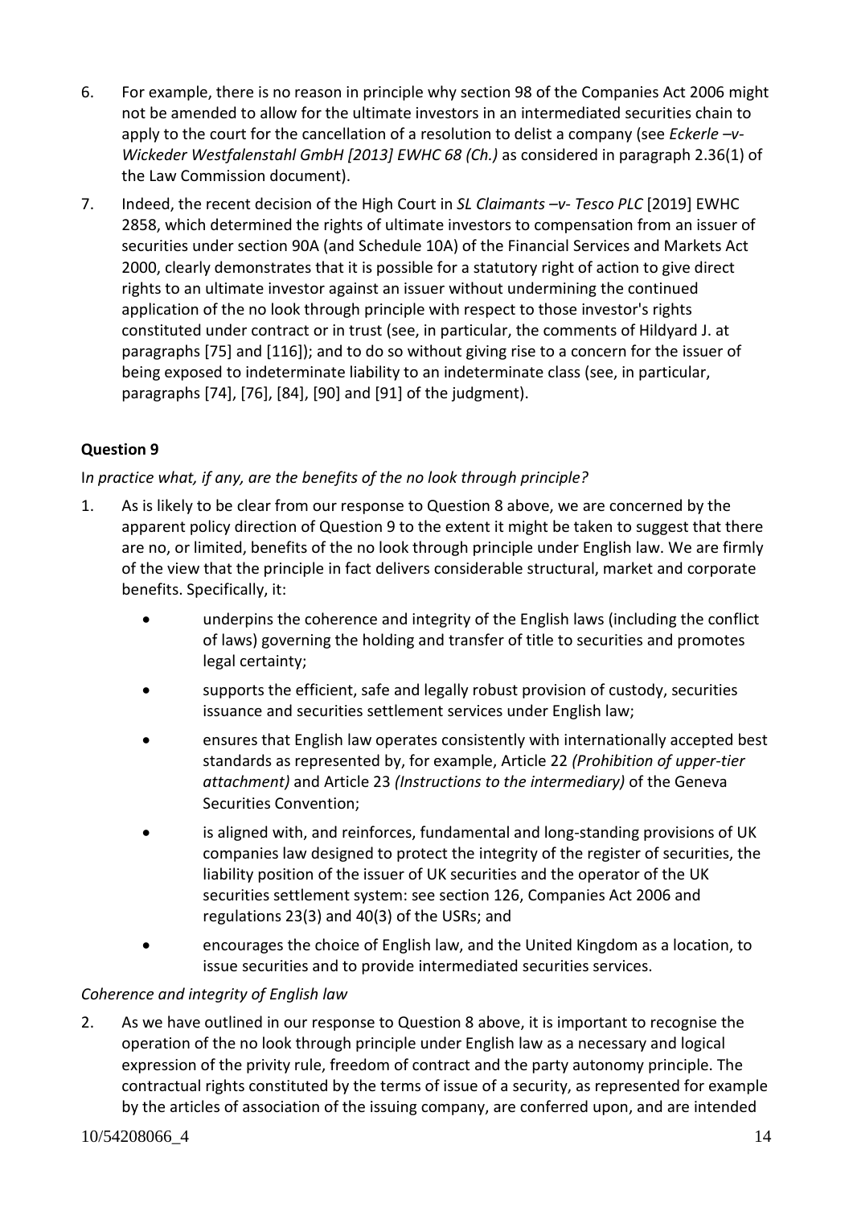6. For example, there is no reason in principle why section 98 of the Companies Act 2006 might not be amended to allow for the ultimate investors in an intermediated securities chain to apply to the court for the cancellation of a resolution to delist a company (see *Eckerle –v- Wickeder Westfalenstahl GmbH [2013] EWHC 68 (Ch.)* as considered in paragraph 2.36(1) of the Law Commission document).

7. Indeed, the recent decision of the High Court in *SL Claimants –v- Tesco PLC* [2019] EWHC 2858, which determined the rights of ultimate investors to compensation from an issuer of securities under section 90A (and Schedule 10A) of the Financial Services and Markets Act 2000, clearly demonstrates that it is possible for a statutory right of action to give direct rights to an ultimate investor against an issuer without undermining the continued application of the no look through principle with respect to those investor's rights constituted under contract or in trust (see, in particular, the comments of Hildyard J. at paragraphs [75] and [116]); and to do so without giving rise to a concern for the issuer of being exposed to indeterminate liability to an indeterminate class (see, in particular, paragraphs [74], [76], [84], [90] and [91] of the judgment).

**Question 9**

I*n practice what, if any, are the benefits of the no look through principle?*

1. As is likely to be clear from our response to Question 8 above, we are concerned by the apparent policy direction of Question 9 to the extent it might be taken to suggest that there are no, or limited, benefits of the no look through principle under English law. We are firmly of the view that the principle in fact delivers considerable structural, market and corporate benefits. Specifically, it:

    - underpins the coherence and integrity of the English laws (including the conflict of laws) governing the holding and transfer of title to securities and promotes legal certainty;
    - supports the efficient, safe and legally robust provision of custody, securities issuance and securities settlement services under English law;
    - ensures that English law operates consistently with internationally accepted best standards as represented by, for example, Article 22 *(Prohibition of upper-tier attachment)* and Article 23 *(Instructions to the intermediary)* of the Geneva Securities Convention;
    - is aligned with, and reinforces, fundamental and long-standing provisions of UK companies law designed to protect the integrity of the register of securities, the liability position of the issuer of UK securities and the operator of the UK securities settlement system: see section 126, Companies Act 2006 and regulations 23(3) and 40(3) of the USRs; and
    - encourages the choice of English law, and the United Kingdom as a location, to issue securities and to provide intermediated securities services.

*Coherence and integrity of English law*

2. As we have outlined in our response to Question 8 above, it is important to recognise the operation of the no look through principle under English law as a necessary and logical expression of the privity rule, freedom of contract and the party autonomy principle. The contractual rights constituted by the terms of issue of a security, as represented for example by the articles of association of the issuing company, are conferred upon, and are intended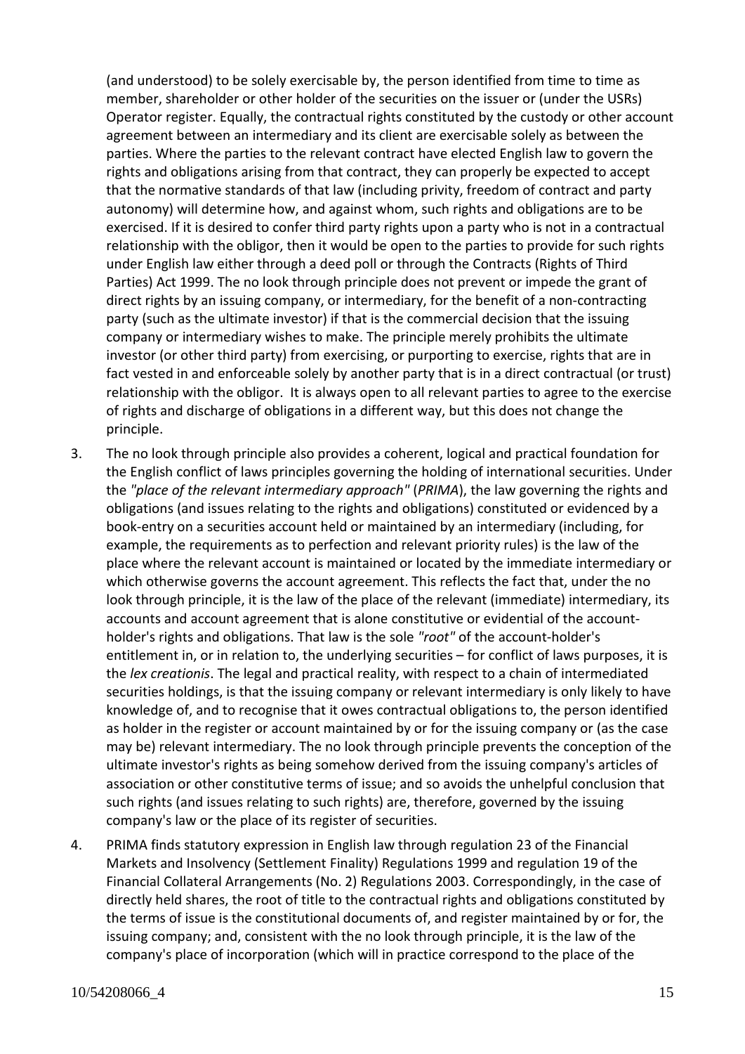(and understood) to be solely exercisable by, the person identified from time to time as member, shareholder or other holder of the securities on the issuer or (under the USRs) Operator register. Equally, the contractual rights constituted by the custody or other account agreement between an intermediary and its client are exercisable solely as between the parties. Where the parties to the relevant contract have elected English law to govern the rights and obligations arising from that contract, they can properly be expected to accept that the normative standards of that law (including privity, freedom of contract and party autonomy) will determine how, and against whom, such rights and obligations are to be exercised. If it is desired to confer third party rights upon a party who is not in a contractual relationship with the obligor, then it would be open to the parties to provide for such rights under English law either through a deed poll or through the Contracts (Rights of Third Parties) Act 1999. The no look through principle does not prevent or impede the grant of direct rights by an issuing company, or intermediary, for the benefit of a non-contracting party (such as the ultimate investor) if that is the commercial decision that the issuing company or intermediary wishes to make. The principle merely prohibits the ultimate investor (or other third party) from exercising, or purporting to exercise, rights that are in fact vested in and enforceable solely by another party that is in a direct contractual (or trust) relationship with the obligor. It is always open to all relevant parties to agree to the exercise of rights and discharge of obligations in a different way, but this does not change the principle.

3. The no look through principle also provides a coherent, logical and practical foundation for the English conflict of laws principles governing the holding of international securities. Under the *"place of the relevant intermediary approach"* (*PRIMA*), the law governing the rights and obligations (and issues relating to the rights and obligations) constituted or evidenced by a book-entry on a securities account held or maintained by an intermediary (including, for example, the requirements as to perfection and relevant priority rules) is the law of the place where the relevant account is maintained or located by the immediate intermediary or which otherwise governs the account agreement. This reflects the fact that, under the no look through principle, it is the law of the place of the relevant (immediate) intermediary, its accounts and account agreement that is alone constitutive or evidential of the account-holder's rights and obligations. That law is the sole *"root"* of the account-holder's entitlement in, or in relation to, the underlying securities – for conflict of laws purposes, it is the *lex creationis*. The legal and practical reality, with respect to a chain of intermediated securities holdings, is that the issuing company or relevant intermediary is only likely to have knowledge of, and to recognise that it owes contractual obligations to, the person identified as holder in the register or account maintained by or for the issuing company or (as the case may be) relevant intermediary. The no look through principle prevents the conception of the ultimate investor's rights as being somehow derived from the issuing company's articles of association or other constitutive terms of issue; and so avoids the unhelpful conclusion that such rights (and issues relating to such rights) are, therefore, governed by the issuing company's law or the place of its register of securities.

4. PRIMA finds statutory expression in English law through regulation 23 of the Financial Markets and Insolvency (Settlement Finality) Regulations 1999 and regulation 19 of the Financial Collateral Arrangements (No. 2) Regulations 2003. Correspondingly, in the case of directly held shares, the root of title to the contractual rights and obligations constituted by the terms of issue is the constitutional documents of, and register maintained by or for, the issuing company; and, consistent with the no look through principle, it is the law of the company's place of incorporation (which will in practice correspond to the place of the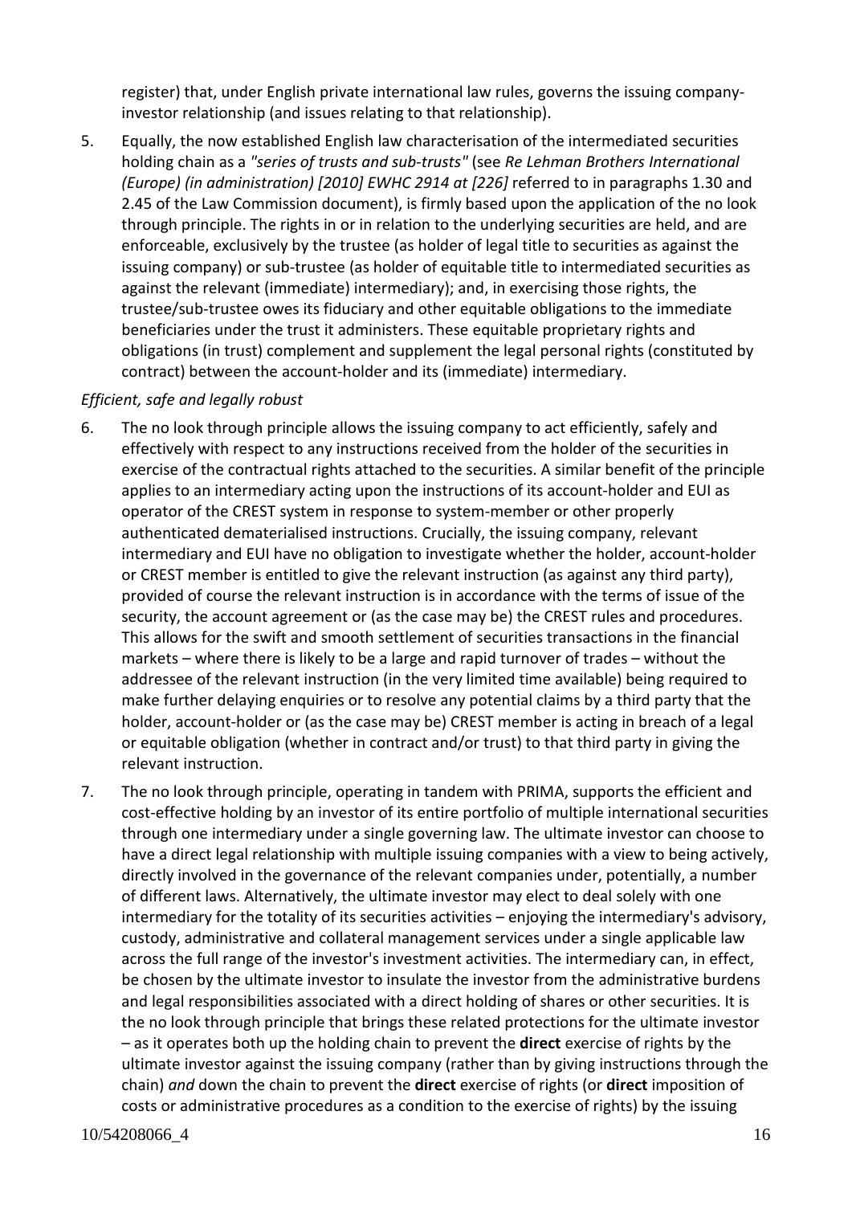register) that, under English private international law rules, governs the issuing company-investor relationship (and issues relating to that relationship).

5. Equally, the now established English law characterisation of the intermediated securities holding chain as a *"series of trusts and sub-trusts"* (see *Re Lehman Brothers International (Europe) (in administration) [2010] EWHC 2914 at [226]* referred to in paragraphs 1.30 and 2.45 of the Law Commission document), is firmly based upon the application of the no look through principle. The rights in or in relation to the underlying securities are held, and are enforceable, exclusively by the trustee (as holder of legal title to securities as against the issuing company) or sub-trustee (as holder of equitable title to intermediated securities as against the relevant (immediate) intermediary); and, in exercising those rights, the trustee/sub-trustee owes its fiduciary and other equitable obligations to the immediate beneficiaries under the trust it administers. These equitable proprietary rights and obligations (in trust) complement and supplement the legal personal rights (constituted by contract) between the account-holder and its (immediate) intermediary.

*Efficient, safe and legally robust*

6. The no look through principle allows the issuing company to act efficiently, safely and effectively with respect to any instructions received from the holder of the securities in exercise of the contractual rights attached to the securities. A similar benefit of the principle applies to an intermediary acting upon the instructions of its account-holder and EUI as operator of the CREST system in response to system-member or other properly authenticated dematerialised instructions. Crucially, the issuing company, relevant intermediary and EUI have no obligation to investigate whether the holder, account-holder or CREST member is entitled to give the relevant instruction (as against any third party), provided of course the relevant instruction is in accordance with the terms of issue of the security, the account agreement or (as the case may be) the CREST rules and procedures. This allows for the swift and smooth settlement of securities transactions in the financial markets – where there is likely to be a large and rapid turnover of trades – without the addressee of the relevant instruction (in the very limited time available) being required to make further delaying enquiries or to resolve any potential claims by a third party that the holder, account-holder or (as the case may be) CREST member is acting in breach of a legal or equitable obligation (whether in contract and/or trust) to that third party in giving the relevant instruction.

7. The no look through principle, operating in tandem with PRIMA, supports the efficient and cost-effective holding by an investor of its entire portfolio of multiple international securities through one intermediary under a single governing law. The ultimate investor can choose to have a direct legal relationship with multiple issuing companies with a view to being actively, directly involved in the governance of the relevant companies under, potentially, a number of different laws. Alternatively, the ultimate investor may elect to deal solely with one intermediary for the totality of its securities activities – enjoying the intermediary's advisory, custody, administrative and collateral management services under a single applicable law across the full range of the investor's investment activities. The intermediary can, in effect, be chosen by the ultimate investor to insulate the investor from the administrative burdens and legal responsibilities associated with a direct holding of shares or other securities. It is the no look through principle that brings these related protections for the ultimate investor – as it operates both up the holding chain to prevent the **direct** exercise of rights by the ultimate investor against the issuing company (rather than by giving instructions through the chain) *and* down the chain to prevent the **direct** exercise of rights (or **direct** imposition of costs or administrative procedures as a condition to the exercise of rights) by the issuing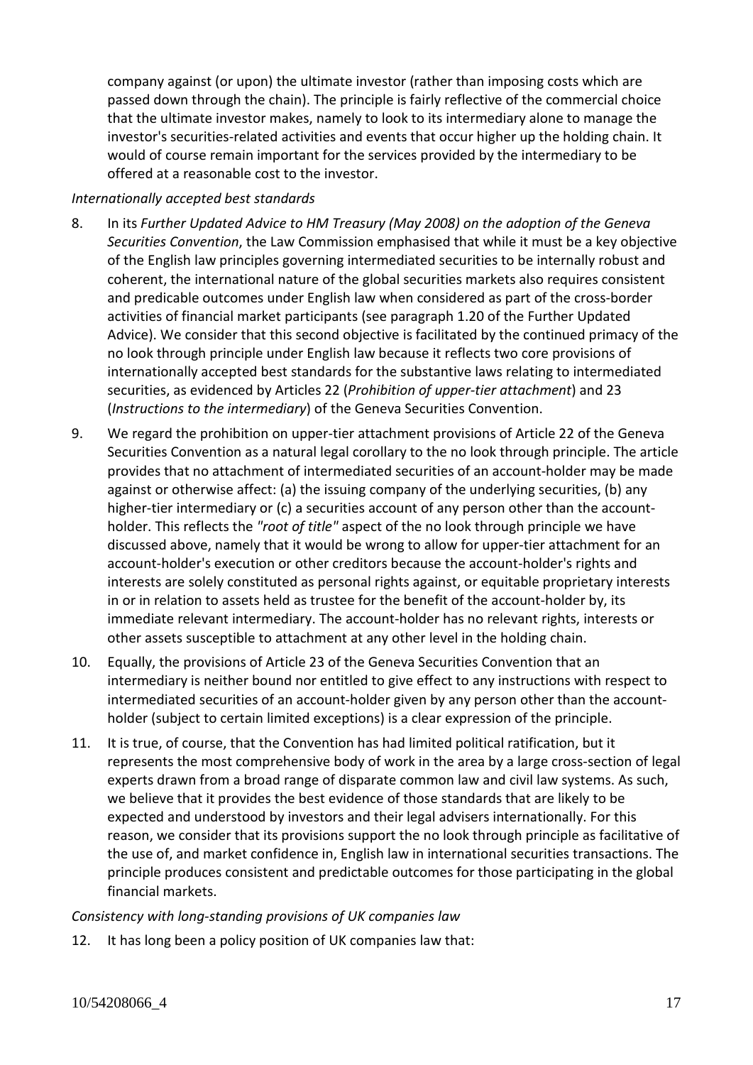company against (or upon) the ultimate investor (rather than imposing costs which are passed down through the chain). The principle is fairly reflective of the commercial choice that the ultimate investor makes, namely to look to its intermediary alone to manage the investor's securities-related activities and events that occur higher up the holding chain. It would of course remain important for the services provided by the intermediary to be offered at a reasonable cost to the investor.

*Internationally accepted best standards*

8. In its *Further Updated Advice to HM Treasury (May 2008) on the adoption of the Geneva Securities Convention*, the Law Commission emphasised that while it must be a key objective of the English law principles governing intermediated securities to be internally robust and coherent, the international nature of the global securities markets also requires consistent and predicable outcomes under English law when considered as part of the cross-border activities of financial market participants (see paragraph 1.20 of the Further Updated Advice). We consider that this second objective is facilitated by the continued primacy of the no look through principle under English law because it reflects two core provisions of internationally accepted best standards for the substantive laws relating to intermediated securities, as evidenced by Articles 22 (*Prohibition of upper-tier attachment*) and 23 (*Instructions to the intermediary*) of the Geneva Securities Convention.

9. We regard the prohibition on upper-tier attachment provisions of Article 22 of the Geneva Securities Convention as a natural legal corollary to the no look through principle. The article provides that no attachment of intermediated securities of an account-holder may be made against or otherwise affect: (a) the issuing company of the underlying securities, (b) any higher-tier intermediary or (c) a securities account of any person other than the account-holder. This reflects the *"root of title"* aspect of the no look through principle we have discussed above, namely that it would be wrong to allow for upper-tier attachment for an account-holder's execution or other creditors because the account-holder's rights and interests are solely constituted as personal rights against, or equitable proprietary interests in or in relation to assets held as trustee for the benefit of the account-holder by, its immediate relevant intermediary. The account-holder has no relevant rights, interests or other assets susceptible to attachment at any other level in the holding chain.

10. Equally, the provisions of Article 23 of the Geneva Securities Convention that an intermediary is neither bound nor entitled to give effect to any instructions with respect to intermediated securities of an account-holder given by any person other than the account-holder (subject to certain limited exceptions) is a clear expression of the principle.

11. It is true, of course, that the Convention has had limited political ratification, but it represents the most comprehensive body of work in the area by a large cross-section of legal experts drawn from a broad range of disparate common law and civil law systems. As such, we believe that it provides the best evidence of those standards that are likely to be expected and understood by investors and their legal advisers internationally. For this reason, we consider that its provisions support the no look through principle as facilitative of the use of, and market confidence in, English law in international securities transactions. The principle produces consistent and predictable outcomes for those participating in the global financial markets.

*Consistency with long-standing provisions of UK companies law*

12. It has long been a policy position of UK companies law that: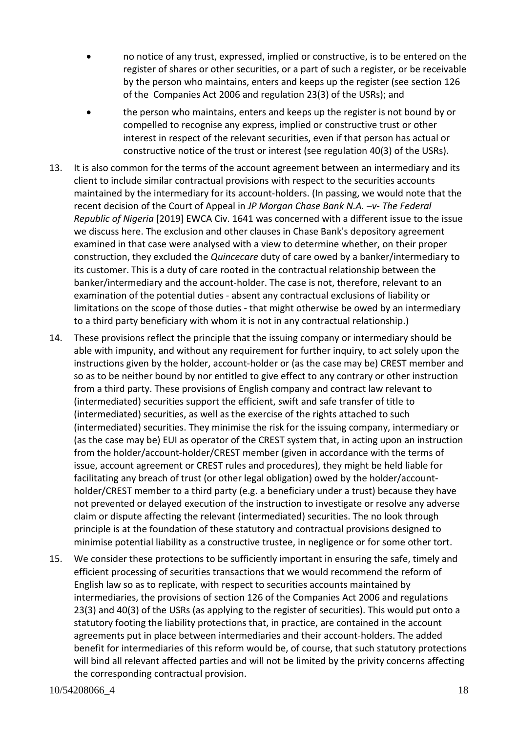- no notice of any trust, expressed, implied or constructive, is to be entered on the register of shares or other securities, or a part of such a register, or be receivable by the person who maintains, enters and keeps up the register (see section 126 of the Companies Act 2006 and regulation 23(3) of the USRs); and
- the person who maintains, enters and keeps up the register is not bound by or compelled to recognise any express, implied or constructive trust or other interest in respect of the relevant securities, even if that person has actual or constructive notice of the trust or interest (see regulation 40(3) of the USRs).

13. It is also common for the terms of the account agreement between an intermediary and its client to include similar contractual provisions with respect to the securities accounts maintained by the intermediary for its account-holders. (In passing, we would note that the recent decision of the Court of Appeal in *JP Morgan Chase Bank N.A. –v- The Federal Republic of Nigeria* [2019] EWCA Civ. 1641 was concerned with a different issue to the issue we discuss here. The exclusion and other clauses in Chase Bank's depository agreement examined in that case were analysed with a view to determine whether, on their proper construction, they excluded the *Quincecare* duty of care owed by a banker/intermediary to its customer. This is a duty of care rooted in the contractual relationship between the banker/intermediary and the account-holder. The case is not, therefore, relevant to an examination of the potential duties - absent any contractual exclusions of liability or limitations on the scope of those duties - that might otherwise be owed by an intermediary to a third party beneficiary with whom it is not in any contractual relationship.)

14. These provisions reflect the principle that the issuing company or intermediary should be able with impunity, and without any requirement for further inquiry, to act solely upon the instructions given by the holder, account-holder or (as the case may be) CREST member and so as to be neither bound by nor entitled to give effect to any contrary or other instruction from a third party. These provisions of English company and contract law relevant to (intermediated) securities support the efficient, swift and safe transfer of title to (intermediated) securities, as well as the exercise of the rights attached to such (intermediated) securities. They minimise the risk for the issuing company, intermediary or (as the case may be) EUI as operator of the CREST system that, in acting upon an instruction from the holder/account-holder/CREST member (given in accordance with the terms of issue, account agreement or CREST rules and procedures), they might be held liable for facilitating any breach of trust (or other legal obligation) owed by the holder/account-holder/CREST member to a third party (e.g. a beneficiary under a trust) because they have not prevented or delayed execution of the instruction to investigate or resolve any adverse claim or dispute affecting the relevant (intermediated) securities. The no look through principle is at the foundation of these statutory and contractual provisions designed to minimise potential liability as a constructive trustee, in negligence or for some other tort.

15. We consider these protections to be sufficiently important in ensuring the safe, timely and efficient processing of securities transactions that we would recommend the reform of English law so as to replicate, with respect to securities accounts maintained by intermediaries, the provisions of section 126 of the Companies Act 2006 and regulations 23(3) and 40(3) of the USRs (as applying to the register of securities). This would put onto a statutory footing the liability protections that, in practice, are contained in the account agreements put in place between intermediaries and their account-holders. The added benefit for intermediaries of this reform would be, of course, that such statutory protections will bind all relevant affected parties and will not be limited by the privity concerns affecting the corresponding contractual provision.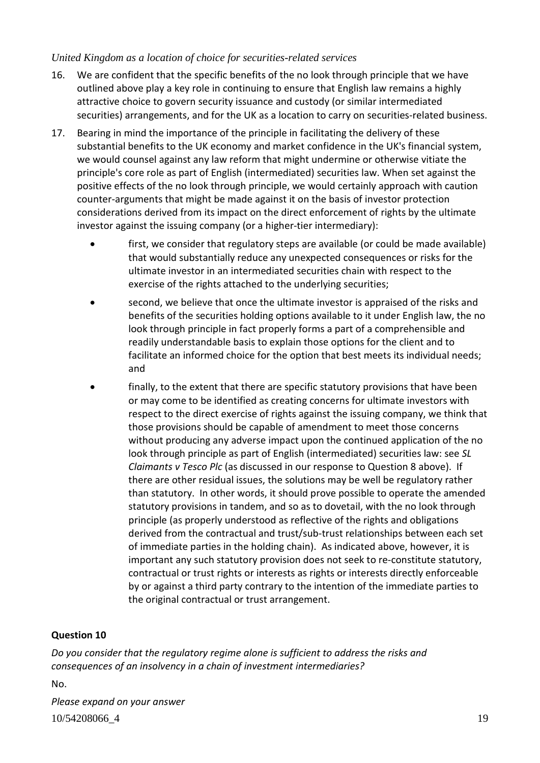*United Kingdom as a location of choice for securities-related services*

16. We are confident that the specific benefits of the no look through principle that we have outlined above play a key role in continuing to ensure that English law remains a highly attractive choice to govern security issuance and custody (or similar intermediated securities) arrangements, and for the UK as a location to carry on securities-related business.

17. Bearing in mind the importance of the principle in facilitating the delivery of these substantial benefits to the UK economy and market confidence in the UK's financial system, we would counsel against any law reform that might undermine or otherwise vitiate the principle's core role as part of English (intermediated) securities law. When set against the positive effects of the no look through principle, we would certainly approach with caution counter-arguments that might be made against it on the basis of investor protection considerations derived from its impact on the direct enforcement of rights by the ultimate investor against the issuing company (or a higher-tier intermediary):

   - first, we consider that regulatory steps are available (or could be made available) that would substantially reduce any unexpected consequences or risks for the ultimate investor in an intermediated securities chain with respect to the exercise of the rights attached to the underlying securities;
   - second, we believe that once the ultimate investor is appraised of the risks and benefits of the securities holding options available to it under English law, the no look through principle in fact properly forms a part of a comprehensible and readily understandable basis to explain those options for the client and to facilitate an informed choice for the option that best meets its individual needs; and
   - finally, to the extent that there are specific statutory provisions that have been or may come to be identified as creating concerns for ultimate investors with respect to the direct exercise of rights against the issuing company, we think that those provisions should be capable of amendment to meet those concerns without producing any adverse impact upon the continued application of the no look through principle as part of English (intermediated) securities law: see *SL Claimants v Tesco Plc* (as discussed in our response to Question 8 above). If there are other residual issues, the solutions may be well be regulatory rather than statutory. In other words, it should prove possible to operate the amended statutory provisions in tandem, and so as to dovetail, with the no look through principle (as properly understood as reflective of the rights and obligations derived from the contractual and trust/sub-trust relationships between each set of immediate parties in the holding chain). As indicated above, however, it is important any such statutory provision does not seek to re-constitute statutory, contractual or trust rights or interests as rights or interests directly enforceable by or against a third party contrary to the intention of the immediate parties to the original contractual or trust arrangement.

**Question 10**

*Do you consider that the regulatory regime alone is sufficient to address the risks and consequences of an insolvency in a chain of investment intermediaries?*

No.

*Please expand on your answer*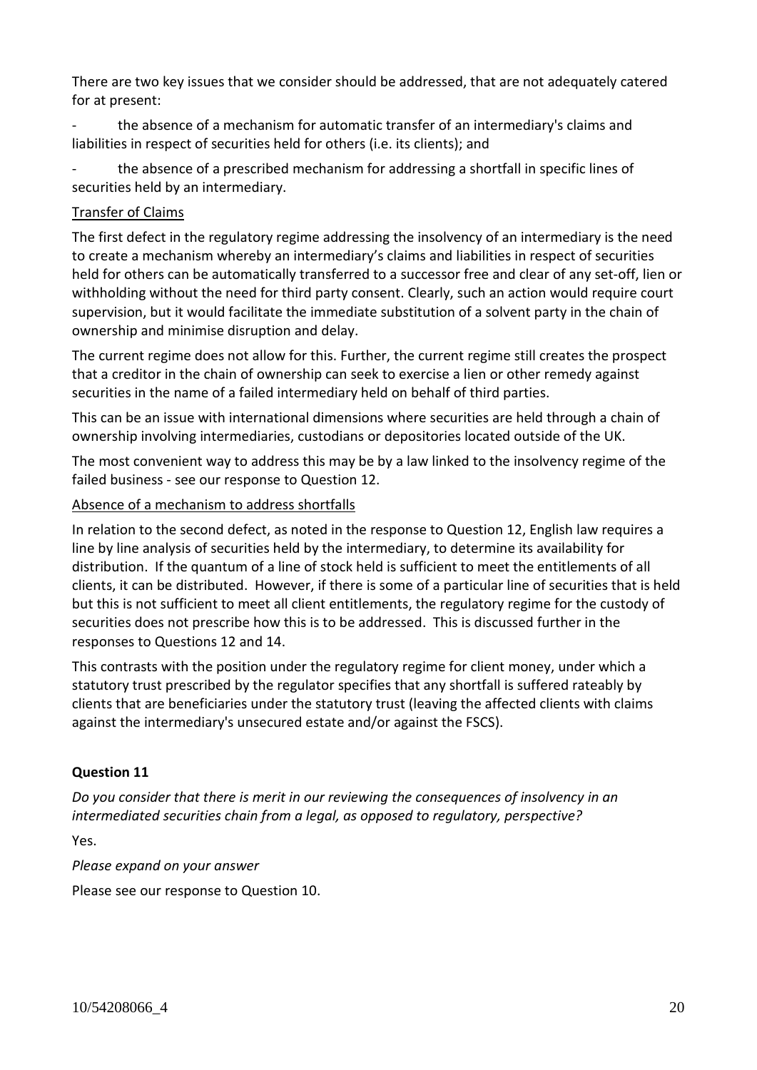There are two key issues that we consider should be addressed, that are not adequately catered for at present:

- the absence of a mechanism for automatic transfer of an intermediary's claims and liabilities in respect of securities held for others (i.e. its clients); and
- the absence of a prescribed mechanism for addressing a shortfall in specific lines of securities held by an intermediary.

Transfer of Claims

The first defect in the regulatory regime addressing the insolvency of an intermediary is the need to create a mechanism whereby an intermediary's claims and liabilities in respect of securities held for others can be automatically transferred to a successor free and clear of any set-off, lien or withholding without the need for third party consent. Clearly, such an action would require court supervision, but it would facilitate the immediate substitution of a solvent party in the chain of ownership and minimise disruption and delay.

The current regime does not allow for this. Further, the current regime still creates the prospect that a creditor in the chain of ownership can seek to exercise a lien or other remedy against securities in the name of a failed intermediary held on behalf of third parties.

This can be an issue with international dimensions where securities are held through a chain of ownership involving intermediaries, custodians or depositories located outside of the UK.

The most convenient way to address this may be by a law linked to the insolvency regime of the failed business - see our response to Question 12.

Absence of a mechanism to address shortfalls

In relation to the second defect, as noted in the response to Question 12, English law requires a line by line analysis of securities held by the intermediary, to determine its availability for distribution. If the quantum of a line of stock held is sufficient to meet the entitlements of all clients, it can be distributed. However, if there is some of a particular line of securities that is held but this is not sufficient to meet all client entitlements, the regulatory regime for the custody of securities does not prescribe how this is to be addressed. This is discussed further in the responses to Questions 12 and 14.

This contrasts with the position under the regulatory regime for client money, under which a statutory trust prescribed by the regulator specifies that any shortfall is suffered rateably by clients that are beneficiaries under the statutory trust (leaving the affected clients with claims against the intermediary's unsecured estate and/or against the FSCS).

**Question 11**

*Do you consider that there is merit in our reviewing the consequences of insolvency in an intermediated securities chain from a legal, as opposed to regulatory, perspective?*

Yes.

*Please expand on your answer*

Please see our response to Question 10.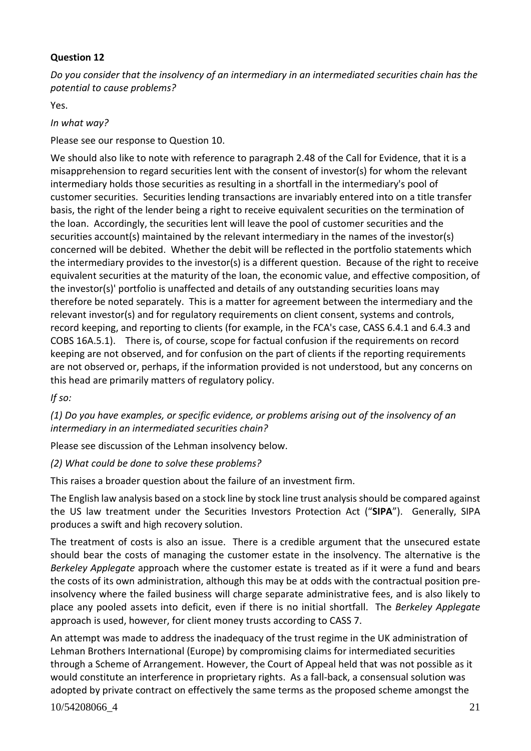**Question 12**

*Do you consider that the insolvency of an intermediary in an intermediated securities chain has the potential to cause problems?*

Yes.

*In what way?*

Please see our response to Question 10.

We should also like to note with reference to paragraph 2.48 of the Call for Evidence, that it is a misapprehension to regard securities lent with the consent of investor(s) for whom the relevant intermediary holds those securities as resulting in a shortfall in the intermediary's pool of customer securities. Securities lending transactions are invariably entered into on a title transfer basis, the right of the lender being a right to receive equivalent securities on the termination of the loan. Accordingly, the securities lent will leave the pool of customer securities and the securities account(s) maintained by the relevant intermediary in the names of the investor(s) concerned will be debited. Whether the debit will be reflected in the portfolio statements which the intermediary provides to the investor(s) is a different question. Because of the right to receive equivalent securities at the maturity of the loan, the economic value, and effective composition, of the investor(s)' portfolio is unaffected and details of any outstanding securities loans may therefore be noted separately. This is a matter for agreement between the intermediary and the relevant investor(s) and for regulatory requirements on client consent, systems and controls, record keeping, and reporting to clients (for example, in the FCA's case, CASS 6.4.1 and 6.4.3 and COBS 16A.5.1). There is, of course, scope for factual confusion if the requirements on record keeping are not observed, and for confusion on the part of clients if the reporting requirements are not observed or, perhaps, if the information provided is not understood, but any concerns on this head are primarily matters of regulatory policy.

*If so:*

*(1) Do you have examples, or specific evidence, or problems arising out of the insolvency of an intermediary in an intermediated securities chain?*

Please see discussion of the Lehman insolvency below.

*(2) What could be done to solve these problems?*

This raises a broader question about the failure of an investment firm.

The English law analysis based on a stock line by stock line trust analysis should be compared against the US law treatment under the Securities Investors Protection Act ("**SIPA**"). Generally, SIPA produces a swift and high recovery solution.

The treatment of costs is also an issue. There is a credible argument that the unsecured estate should bear the costs of managing the customer estate in the insolvency. The alternative is the *Berkeley Applegate* approach where the customer estate is treated as if it were a fund and bears the costs of its own administration, although this may be at odds with the contractual position pre-insolvency where the failed business will charge separate administrative fees, and is also likely to place any pooled assets into deficit, even if there is no initial shortfall. The *Berkeley Applegate* approach is used, however, for client money trusts according to CASS 7.

An attempt was made to address the inadequacy of the trust regime in the UK administration of Lehman Brothers International (Europe) by compromising claims for intermediated securities through a Scheme of Arrangement. However, the Court of Appeal held that was not possible as it would constitute an interference in proprietary rights. As a fall-back, a consensual solution was adopted by private contract on effectively the same terms as the proposed scheme amongst the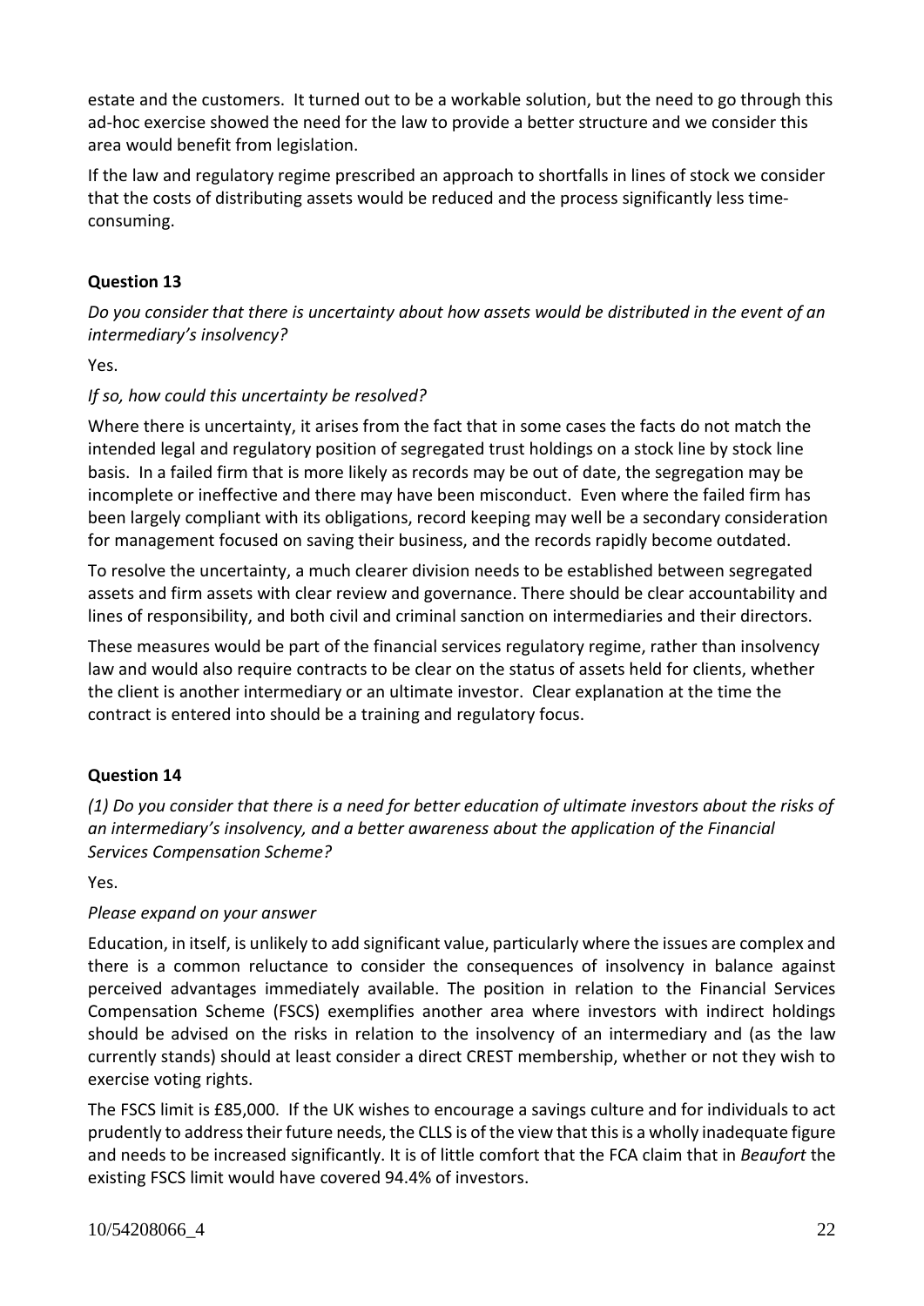estate and the customers. It turned out to be a workable solution, but the need to go through this ad-hoc exercise showed the need for the law to provide a better structure and we consider this area would benefit from legislation.

If the law and regulatory regime prescribed an approach to shortfalls in lines of stock we consider that the costs of distributing assets would be reduced and the process significantly less time-consuming.

**Question 13**

*Do you consider that there is uncertainty about how assets would be distributed in the event of an intermediary's insolvency?*

Yes.

*If so, how could this uncertainty be resolved?*

Where there is uncertainty, it arises from the fact that in some cases the facts do not match the intended legal and regulatory position of segregated trust holdings on a stock line by stock line basis. In a failed firm that is more likely as records may be out of date, the segregation may be incomplete or ineffective and there may have been misconduct. Even where the failed firm has been largely compliant with its obligations, record keeping may well be a secondary consideration for management focused on saving their business, and the records rapidly become outdated.

To resolve the uncertainty, a much clearer division needs to be established between segregated assets and firm assets with clear review and governance. There should be clear accountability and lines of responsibility, and both civil and criminal sanction on intermediaries and their directors.

These measures would be part of the financial services regulatory regime, rather than insolvency law and would also require contracts to be clear on the status of assets held for clients, whether the client is another intermediary or an ultimate investor. Clear explanation at the time the contract is entered into should be a training and regulatory focus.

**Question 14**

*(1) Do you consider that there is a need for better education of ultimate investors about the risks of an intermediary's insolvency, and a better awareness about the application of the Financial Services Compensation Scheme?*

Yes.

*Please expand on your answer*

Education, in itself, is unlikely to add significant value, particularly where the issues are complex and there is a common reluctance to consider the consequences of insolvency in balance against perceived advantages immediately available. The position in relation to the Financial Services Compensation Scheme (FSCS) exemplifies another area where investors with indirect holdings should be advised on the risks in relation to the insolvency of an intermediary and (as the law currently stands) should at least consider a direct CREST membership, whether or not they wish to exercise voting rights.

The FSCS limit is £85,000. If the UK wishes to encourage a savings culture and for individuals to act prudently to address their future needs, the CLLS is of the view that this is a wholly inadequate figure and needs to be increased significantly. It is of little comfort that the FCA claim that in *Beaufort* the existing FSCS limit would have covered 94.4% of investors.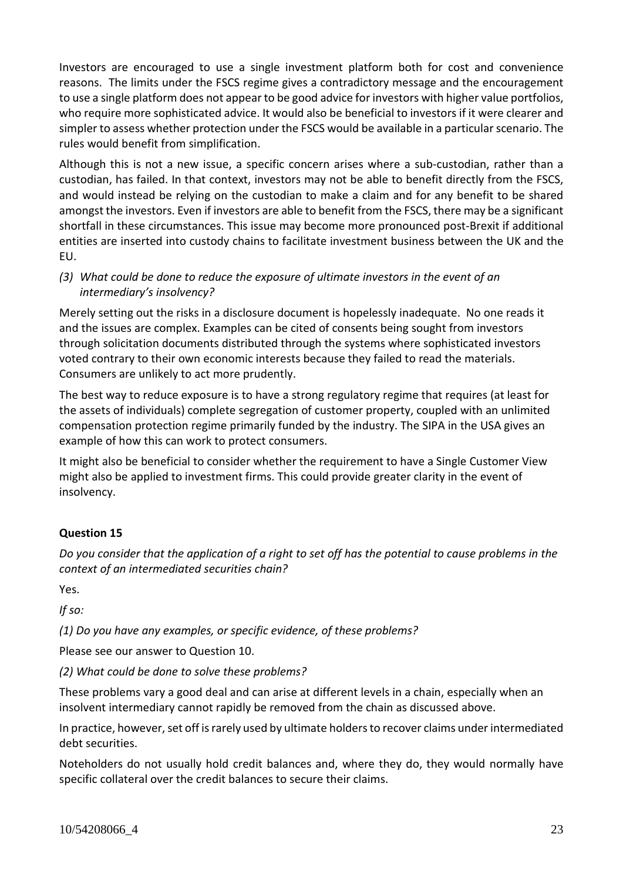Investors are encouraged to use a single investment platform both for cost and convenience reasons. The limits under the FSCS regime gives a contradictory message and the encouragement to use a single platform does not appear to be good advice for investors with higher value portfolios, who require more sophisticated advice. It would also be beneficial to investors if it were clearer and simpler to assess whether protection under the FSCS would be available in a particular scenario. The rules would benefit from simplification.

Although this is not a new issue, a specific concern arises where a sub-custodian, rather than a custodian, has failed. In that context, investors may not be able to benefit directly from the FSCS, and would instead be relying on the custodian to make a claim and for any benefit to be shared amongst the investors. Even if investors are able to benefit from the FSCS, there may be a significant shortfall in these circumstances. This issue may become more pronounced post-Brexit if additional entities are inserted into custody chains to facilitate investment business between the UK and the EU.

*(3) What could be done to reduce the exposure of ultimate investors in the event of an intermediary's insolvency?*

Merely setting out the risks in a disclosure document is hopelessly inadequate. No one reads it and the issues are complex. Examples can be cited of consents being sought from investors through solicitation documents distributed through the systems where sophisticated investors voted contrary to their own economic interests because they failed to read the materials. Consumers are unlikely to act more prudently.

The best way to reduce exposure is to have a strong regulatory regime that requires (at least for the assets of individuals) complete segregation of customer property, coupled with an unlimited compensation protection regime primarily funded by the industry. The SIPA in the USA gives an example of how this can work to protect consumers.

It might also be beneficial to consider whether the requirement to have a Single Customer View might also be applied to investment firms. This could provide greater clarity in the event of insolvency.

**Question 15**

*Do you consider that the application of a right to set off has the potential to cause problems in the context of an intermediated securities chain?*

Yes.

*If so:*

*(1) Do you have any examples, or specific evidence, of these problems?*

Please see our answer to Question 10.

*(2) What could be done to solve these problems?*

These problems vary a good deal and can arise at different levels in a chain, especially when an insolvent intermediary cannot rapidly be removed from the chain as discussed above.

In practice, however, set off is rarely used by ultimate holders to recover claims under intermediated debt securities.

Noteholders do not usually hold credit balances and, where they do, they would normally have specific collateral over the credit balances to secure their claims.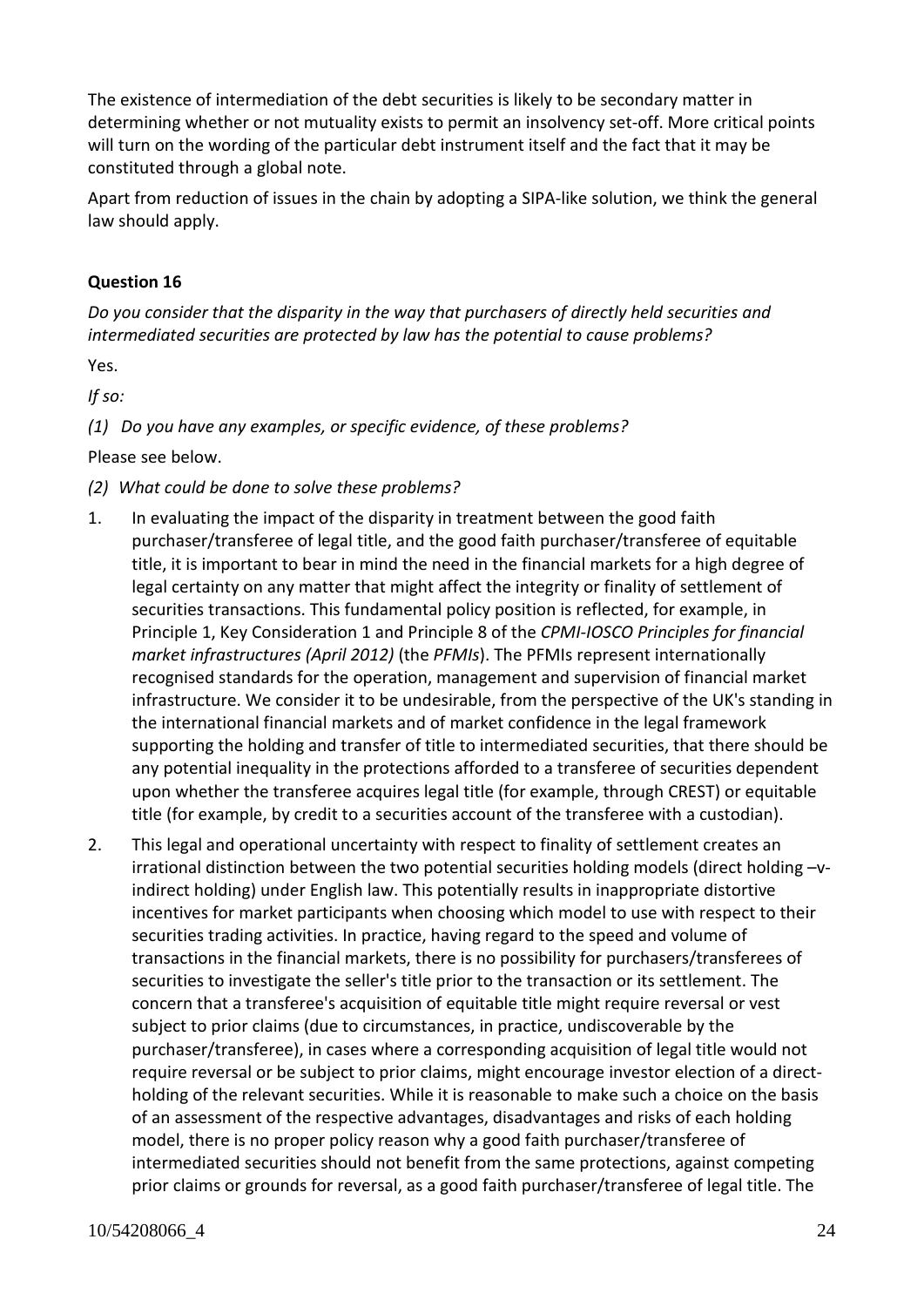The existence of intermediation of the debt securities is likely to be secondary matter in determining whether or not mutuality exists to permit an insolvency set-off. More critical points will turn on the wording of the particular debt instrument itself and the fact that it may be constituted through a global note.

Apart from reduction of issues in the chain by adopting a SIPA-like solution, we think the general law should apply.

**Question 16**

*Do you consider that the disparity in the way that purchasers of directly held securities and intermediated securities are protected by law has the potential to cause problems?*

Yes.

*If so:*

*(1) Do you have any examples, or specific evidence, of these problems?*

Please see below.

*(2) What could be done to solve these problems?*

1. In evaluating the impact of the disparity in treatment between the good faith purchaser/transferee of legal title, and the good faith purchaser/transferee of equitable title, it is important to bear in mind the need in the financial markets for a high degree of legal certainty on any matter that might affect the integrity or finality of settlement of securities transactions. This fundamental policy position is reflected, for example, in Principle 1, Key Consideration 1 and Principle 8 of the *CPMI-IOSCO Principles for financial market infrastructures (April 2012)* (the *PFMIs*). The PFMIs represent internationally recognised standards for the operation, management and supervision of financial market infrastructure. We consider it to be undesirable, from the perspective of the UK's standing in the international financial markets and of market confidence in the legal framework supporting the holding and transfer of title to intermediated securities, that there should be any potential inequality in the protections afforded to a transferee of securities dependent upon whether the transferee acquires legal title (for example, through CREST) or equitable title (for example, by credit to a securities account of the transferee with a custodian).

2. This legal and operational uncertainty with respect to finality of settlement creates an irrational distinction between the two potential securities holding models (direct holding –v- indirect holding) under English law. This potentially results in inappropriate distortive incentives for market participants when choosing which model to use with respect to their securities trading activities. In practice, having regard to the speed and volume of transactions in the financial markets, there is no possibility for purchasers/transferees of securities to investigate the seller's title prior to the transaction or its settlement. The concern that a transferee's acquisition of equitable title might require reversal or vest subject to prior claims (due to circumstances, in practice, undiscoverable by the purchaser/transferee), in cases where a corresponding acquisition of legal title would not require reversal or be subject to prior claims, might encourage investor election of a direct-holding of the relevant securities. While it is reasonable to make such a choice on the basis of an assessment of the respective advantages, disadvantages and risks of each holding model, there is no proper policy reason why a good faith purchaser/transferee of intermediated securities should not benefit from the same protections, against competing prior claims or grounds for reversal, as a good faith purchaser/transferee of legal title. The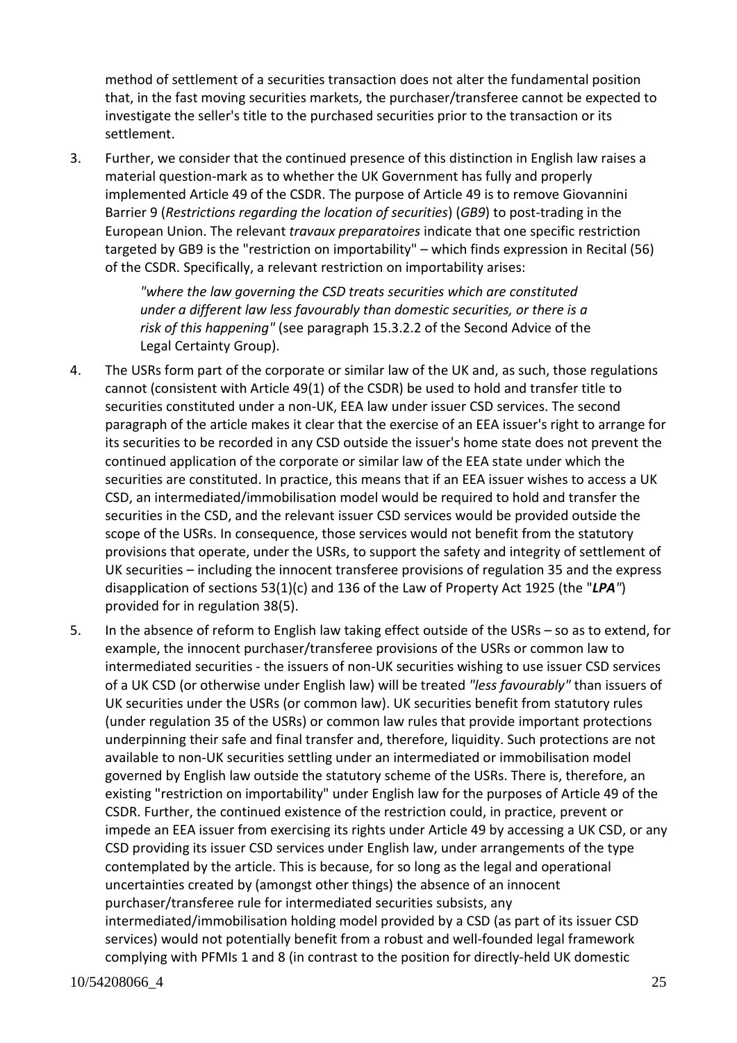method of settlement of a securities transaction does not alter the fundamental position that, in the fast moving securities markets, the purchaser/transferee cannot be expected to investigate the seller's title to the purchased securities prior to the transaction or its settlement.

3. Further, we consider that the continued presence of this distinction in English law raises a material question-mark as to whether the UK Government has fully and properly implemented Article 49 of the CSDR. The purpose of Article 49 is to remove Giovannini Barrier 9 (*Restrictions regarding the location of securities*) (*GB9*) to post-trading in the European Union. The relevant *travaux preparatoires* indicate that one specific restriction targeted by GB9 is the "restriction on importability" – which finds expression in Recital (56) of the CSDR. Specifically, a relevant restriction on importability arises:

   > *"where the law governing the CSD treats securities which are constituted under a different law less favourably than domestic securities, or there is a risk of this happening"* (see paragraph 15.3.2.2 of the Second Advice of the Legal Certainty Group).

4. The USRs form part of the corporate or similar law of the UK and, as such, those regulations cannot (consistent with Article 49(1) of the CSDR) be used to hold and transfer title to securities constituted under a non-UK, EEA law under issuer CSD services. The second paragraph of the article makes it clear that the exercise of an EEA issuer's right to arrange for its securities to be recorded in any CSD outside the issuer's home state does not prevent the continued application of the corporate or similar law of the EEA state under which the securities are constituted. In practice, this means that if an EEA issuer wishes to access a UK CSD, an intermediated/immobilisation model would be required to hold and transfer the securities in the CSD, and the relevant issuer CSD services would be provided outside the scope of the USRs. In consequence, those services would not benefit from the statutory provisions that operate, under the USRs, to support the safety and integrity of settlement of UK securities – including the innocent transferee provisions of regulation 35 and the express disapplication of sections 53(1)(c) and 136 of the Law of Property Act 1925 (the "***LPA***") provided for in regulation 38(5).

5. In the absence of reform to English law taking effect outside of the USRs – so as to extend, for example, the innocent purchaser/transferee provisions of the USRs or common law to intermediated securities - the issuers of non-UK securities wishing to use issuer CSD services of a UK CSD (or otherwise under English law) will be treated *"less favourably"* than issuers of UK securities under the USRs (or common law). UK securities benefit from statutory rules (under regulation 35 of the USRs) or common law rules that provide important protections underpinning their safe and final transfer and, therefore, liquidity. Such protections are not available to non-UK securities settling under an intermediated or immobilisation model governed by English law outside the statutory scheme of the USRs. There is, therefore, an existing "restriction on importability" under English law for the purposes of Article 49 of the CSDR. Further, the continued existence of the restriction could, in practice, prevent or impede an EEA issuer from exercising its rights under Article 49 by accessing a UK CSD, or any CSD providing its issuer CSD services under English law, under arrangements of the type contemplated by the article. This is because, for so long as the legal and operational uncertainties created by (amongst other things) the absence of an innocent purchaser/transferee rule for intermediated securities subsists, any intermediated/immobilisation holding model provided by a CSD (as part of its issuer CSD services) would not potentially benefit from a robust and well-founded legal framework complying with PFMIs 1 and 8 (in contrast to the position for directly-held UK domestic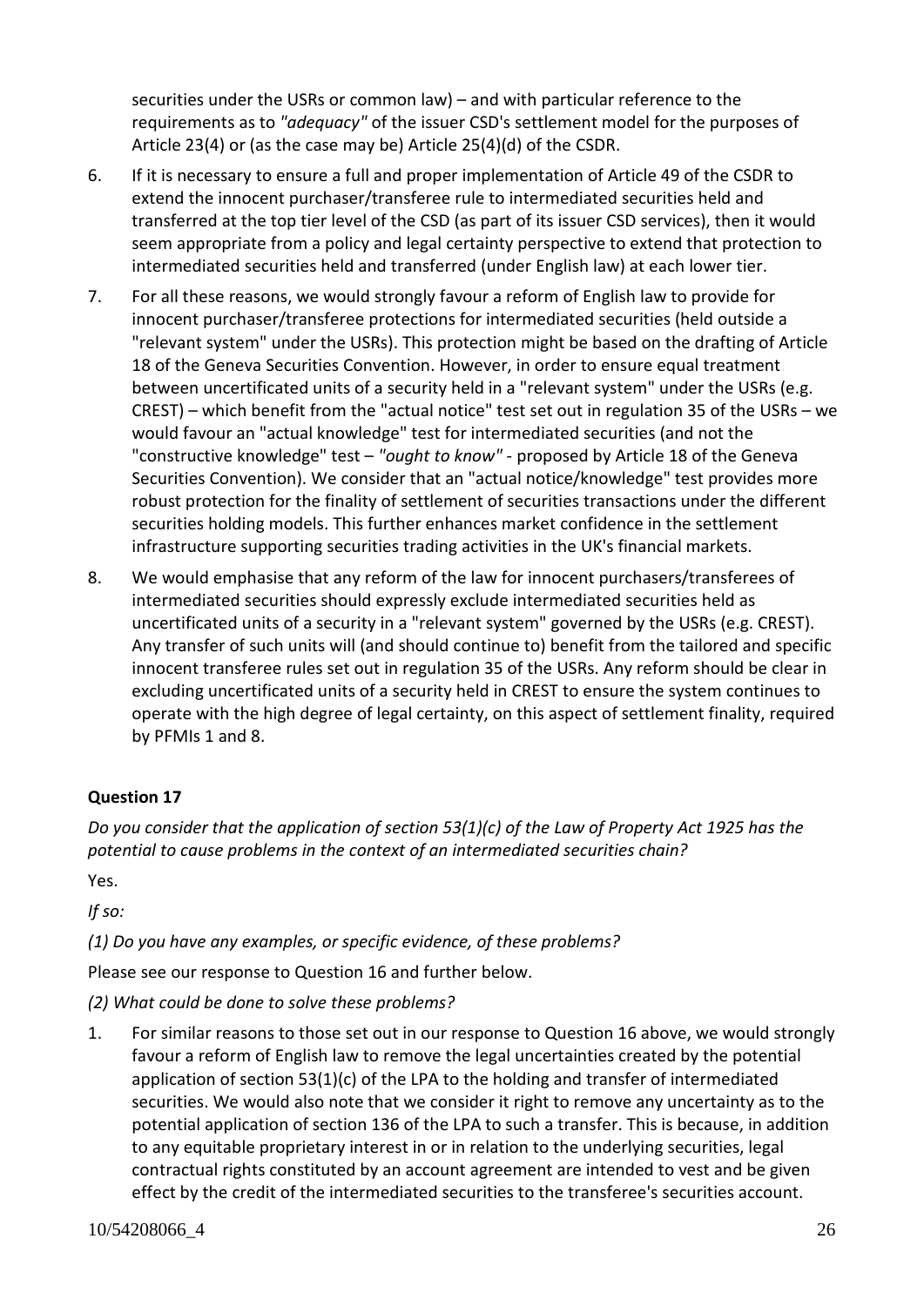securities under the USRs or common law) – and with particular reference to the requirements as to *"adequacy"* of the issuer CSD's settlement model for the purposes of Article 23(4) or (as the case may be) Article 25(4)(d) of the CSDR.

6. If it is necessary to ensure a full and proper implementation of Article 49 of the CSDR to extend the innocent purchaser/transferee rule to intermediated securities held and transferred at the top tier level of the CSD (as part of its issuer CSD services), then it would seem appropriate from a policy and legal certainty perspective to extend that protection to intermediated securities held and transferred (under English law) at each lower tier.

7. For all these reasons, we would strongly favour a reform of English law to provide for innocent purchaser/transferee protections for intermediated securities (held outside a "relevant system" under the USRs). This protection might be based on the drafting of Article 18 of the Geneva Securities Convention. However, in order to ensure equal treatment between uncertificated units of a security held in a "relevant system" under the USRs (e.g. CREST) – which benefit from the "actual notice" test set out in regulation 35 of the USRs – we would favour an "actual knowledge" test for intermediated securities (and not the "constructive knowledge" test – *"ought to know"* - proposed by Article 18 of the Geneva Securities Convention). We consider that an "actual notice/knowledge" test provides more robust protection for the finality of settlement of securities transactions under the different securities holding models. This further enhances market confidence in the settlement infrastructure supporting securities trading activities in the UK's financial markets.

8. We would emphasise that any reform of the law for innocent purchasers/transferees of intermediated securities should expressly exclude intermediated securities held as uncertificated units of a security in a "relevant system" governed by the USRs (e.g. CREST). Any transfer of such units will (and should continue to) benefit from the tailored and specific innocent transferee rules set out in regulation 35 of the USRs. Any reform should be clear in excluding uncertificated units of a security held in CREST to ensure the system continues to operate with the high degree of legal certainty, on this aspect of settlement finality, required by PFMIs 1 and 8.

**Question 17**

*Do you consider that the application of section 53(1)(c) of the Law of Property Act 1925 has the potential to cause problems in the context of an intermediated securities chain?*

Yes.

*If so:*

*(1) Do you have any examples, or specific evidence, of these problems?*

Please see our response to Question 16 and further below.

*(2) What could be done to solve these problems?*

1. For similar reasons to those set out in our response to Question 16 above, we would strongly favour a reform of English law to remove the legal uncertainties created by the potential application of section 53(1)(c) of the LPA to the holding and transfer of intermediated securities. We would also note that we consider it right to remove any uncertainty as to the potential application of section 136 of the LPA to such a transfer. This is because, in addition to any equitable proprietary interest in or in relation to the underlying securities, legal contractual rights constituted by an account agreement are intended to vest and be given effect by the credit of the intermediated securities to the transferee's securities account.

10/54208066_4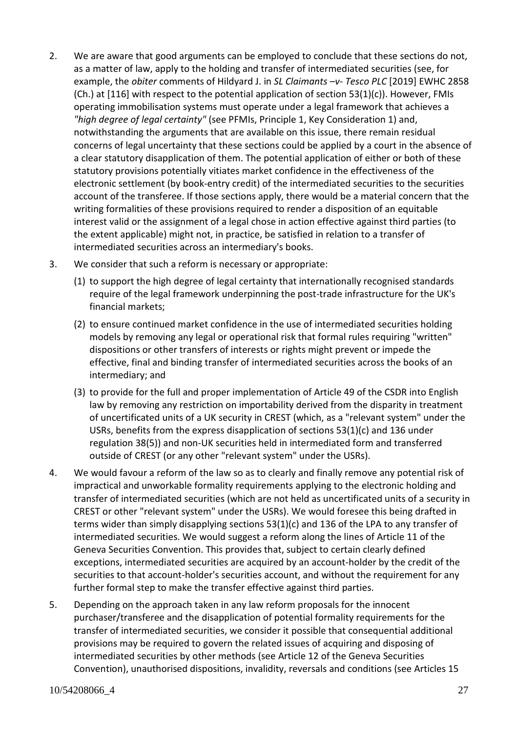2. We are aware that good arguments can be employed to conclude that these sections do not, as a matter of law, apply to the holding and transfer of intermediated securities (see, for example, the *obiter* comments of Hildyard J. in *SL Claimants –v- Tesco PLC* [2019] EWHC 2858 (Ch.) at [116] with respect to the potential application of section 53(1)(c)). However, FMIs operating immobilisation systems must operate under a legal framework that achieves a *"high degree of legal certainty"* (see PFMIs, Principle 1, Key Consideration 1) and, notwithstanding the arguments that are available on this issue, there remain residual concerns of legal uncertainty that these sections could be applied by a court in the absence of a clear statutory disapplication of them. The potential application of either or both of these statutory provisions potentially vitiates market confidence in the effectiveness of the electronic settlement (by book-entry credit) of the intermediated securities to the securities account of the transferee. If those sections apply, there would be a material concern that the writing formalities of these provisions required to render a disposition of an equitable interest valid or the assignment of a legal chose in action effective against third parties (to the extent applicable) might not, in practice, be satisfied in relation to a transfer of intermediated securities across an intermediary's books.

3. We consider that such a reform is necessary or appropriate:

   (1) to support the high degree of legal certainty that internationally recognised standards require of the legal framework underpinning the post-trade infrastructure for the UK's financial markets;

   (2) to ensure continued market confidence in the use of intermediated securities holding models by removing any legal or operational risk that formal rules requiring "written" dispositions or other transfers of interests or rights might prevent or impede the effective, final and binding transfer of intermediated securities across the books of an intermediary; and

   (3) to provide for the full and proper implementation of Article 49 of the CSDR into English law by removing any restriction on importability derived from the disparity in treatment of uncertificated units of a UK security in CREST (which, as a "relevant system" under the USRs, benefits from the express disapplication of sections 53(1)(c) and 136 under regulation 38(5)) and non-UK securities held in intermediated form and transferred outside of CREST (or any other "relevant system" under the USRs).

4. We would favour a reform of the law so as to clearly and finally remove any potential risk of impractical and unworkable formality requirements applying to the electronic holding and transfer of intermediated securities (which are not held as uncertificated units of a security in CREST or other "relevant system" under the USRs). We would foresee this being drafted in terms wider than simply disapplying sections 53(1)(c) and 136 of the LPA to any transfer of intermediated securities. We would suggest a reform along the lines of Article 11 of the Geneva Securities Convention. This provides that, subject to certain clearly defined exceptions, intermediated securities are acquired by an account-holder by the credit of the securities to that account-holder's securities account, and without the requirement for any further formal step to make the transfer effective against third parties.

5. Depending on the approach taken in any law reform proposals for the innocent purchaser/transferee and the disapplication of potential formality requirements for the transfer of intermediated securities, we consider it possible that consequential additional provisions may be required to govern the related issues of acquiring and disposing of intermediated securities by other methods (see Article 12 of the Geneva Securities Convention), unauthorised dispositions, invalidity, reversals and conditions (see Articles 15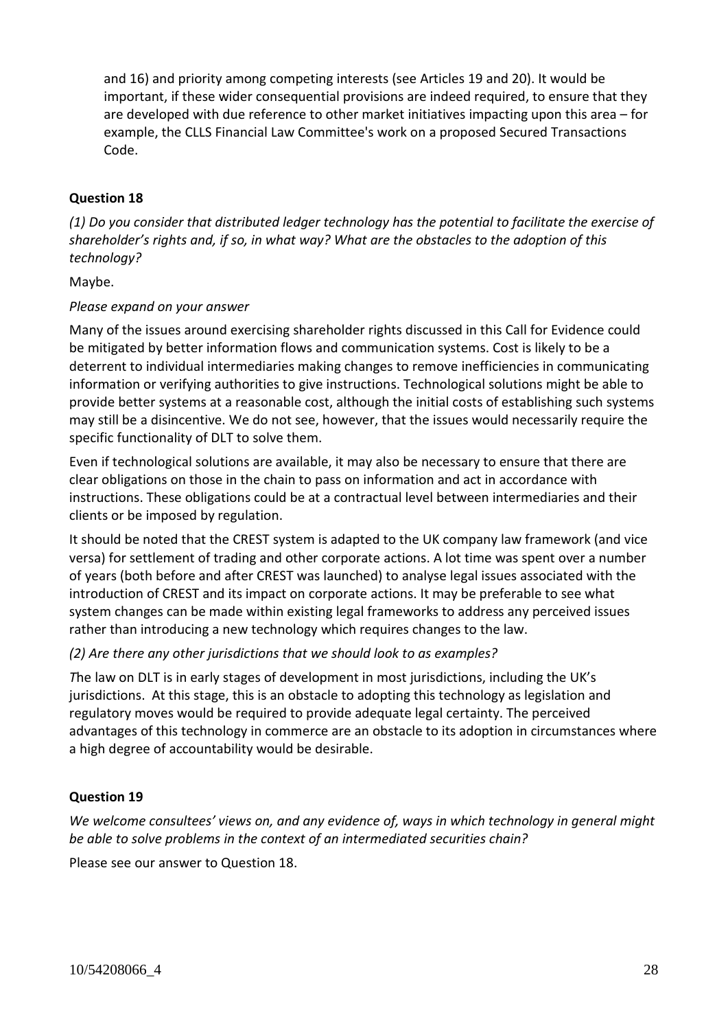and 16) and priority among competing interests (see Articles 19 and 20). It would be important, if these wider consequential provisions are indeed required, to ensure that they are developed with due reference to other market initiatives impacting upon this area – for example, the CLLS Financial Law Committee's work on a proposed Secured Transactions Code.

**Question 18**

*(1) Do you consider that distributed ledger technology has the potential to facilitate the exercise of shareholder's rights and, if so, in what way? What are the obstacles to the adoption of this technology?*

Maybe.

*Please expand on your answer*

Many of the issues around exercising shareholder rights discussed in this Call for Evidence could be mitigated by better information flows and communication systems. Cost is likely to be a deterrent to individual intermediaries making changes to remove inefficiencies in communicating information or verifying authorities to give instructions. Technological solutions might be able to provide better systems at a reasonable cost, although the initial costs of establishing such systems may still be a disincentive. We do not see, however, that the issues would necessarily require the specific functionality of DLT to solve them.

Even if technological solutions are available, it may also be necessary to ensure that there are clear obligations on those in the chain to pass on information and act in accordance with instructions. These obligations could be at a contractual level between intermediaries and their clients or be imposed by regulation.

It should be noted that the CREST system is adapted to the UK company law framework (and vice versa) for settlement of trading and other corporate actions. A lot time was spent over a number of years (both before and after CREST was launched) to analyse legal issues associated with the introduction of CREST and its impact on corporate actions. It may be preferable to see what system changes can be made within existing legal frameworks to address any perceived issues rather than introducing a new technology which requires changes to the law.

*(2) Are there any other jurisdictions that we should look to as examples?*

*T*he law on DLT is in early stages of development in most jurisdictions, including the UK's jurisdictions. At this stage, this is an obstacle to adopting this technology as legislation and regulatory moves would be required to provide adequate legal certainty. The perceived advantages of this technology in commerce are an obstacle to its adoption in circumstances where a high degree of accountability would be desirable.

**Question 19**

*We welcome consultees' views on, and any evidence of, ways in which technology in general might be able to solve problems in the context of an intermediated securities chain?*

Please see our answer to Question 18.

10/54208066_4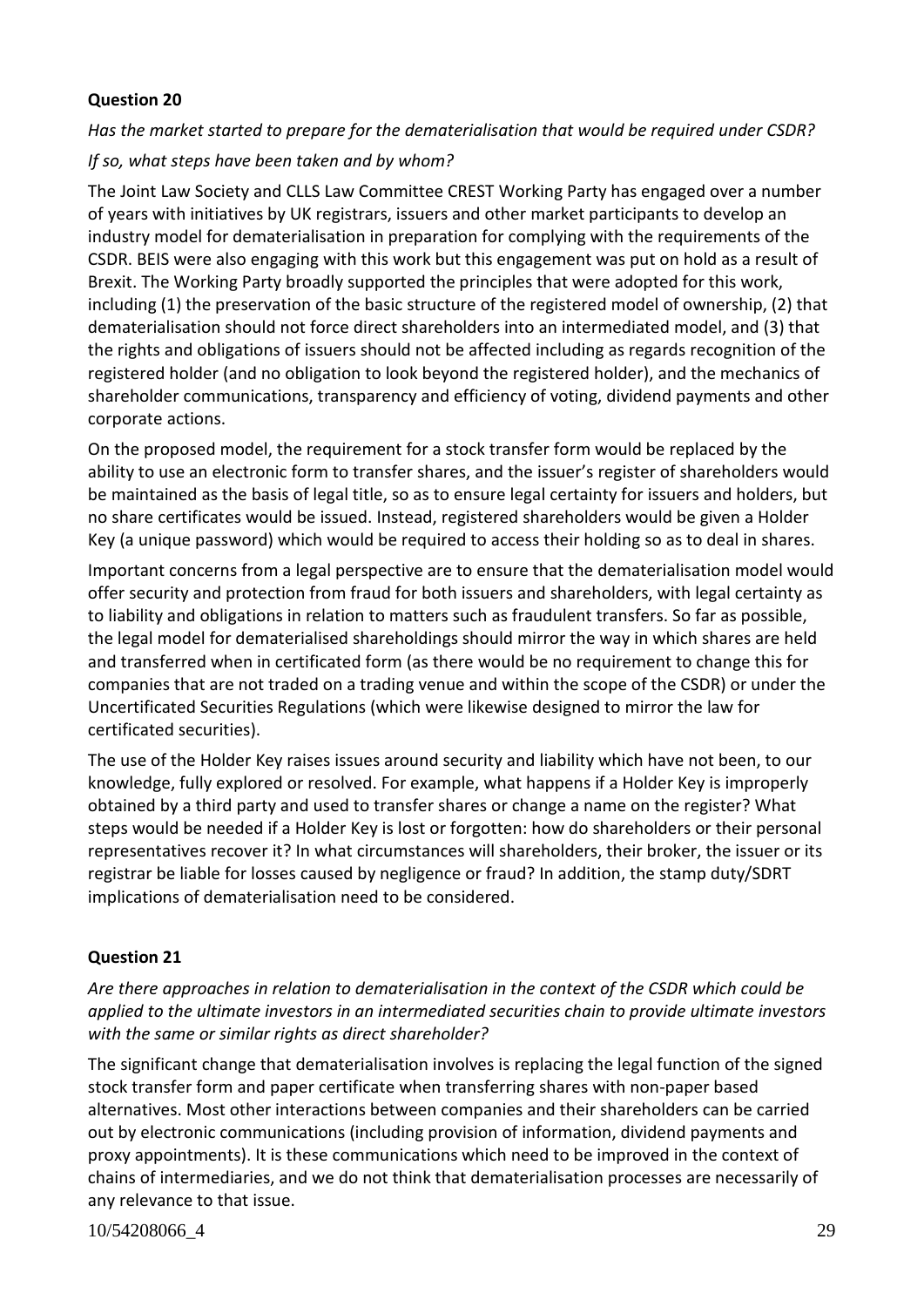**Question 20**

*Has the market started to prepare for the dematerialisation that would be required under CSDR?*

*If so, what steps have been taken and by whom?*

The Joint Law Society and CLLS Law Committee CREST Working Party has engaged over a number of years with initiatives by UK registrars, issuers and other market participants to develop an industry model for dematerialisation in preparation for complying with the requirements of the CSDR. BEIS were also engaging with this work but this engagement was put on hold as a result of Brexit. The Working Party broadly supported the principles that were adopted for this work, including (1) the preservation of the basic structure of the registered model of ownership, (2) that dematerialisation should not force direct shareholders into an intermediated model, and (3) that the rights and obligations of issuers should not be affected including as regards recognition of the registered holder (and no obligation to look beyond the registered holder), and the mechanics of shareholder communications, transparency and efficiency of voting, dividend payments and other corporate actions.

On the proposed model, the requirement for a stock transfer form would be replaced by the ability to use an electronic form to transfer shares, and the issuer's register of shareholders would be maintained as the basis of legal title, so as to ensure legal certainty for issuers and holders, but no share certificates would be issued. Instead, registered shareholders would be given a Holder Key (a unique password) which would be required to access their holding so as to deal in shares.

Important concerns from a legal perspective are to ensure that the dematerialisation model would offer security and protection from fraud for both issuers and shareholders, with legal certainty as to liability and obligations in relation to matters such as fraudulent transfers. So far as possible, the legal model for dematerialised shareholdings should mirror the way in which shares are held and transferred when in certificated form (as there would be no requirement to change this for companies that are not traded on a trading venue and within the scope of the CSDR) or under the Uncertificated Securities Regulations (which were likewise designed to mirror the law for certificated securities).

The use of the Holder Key raises issues around security and liability which have not been, to our knowledge, fully explored or resolved. For example, what happens if a Holder Key is improperly obtained by a third party and used to transfer shares or change a name on the register? What steps would be needed if a Holder Key is lost or forgotten: how do shareholders or their personal representatives recover it? In what circumstances will shareholders, their broker, the issuer or its registrar be liable for losses caused by negligence or fraud? In addition, the stamp duty/SDRT implications of dematerialisation need to be considered.

**Question 21**

*Are there approaches in relation to dematerialisation in the context of the CSDR which could be applied to the ultimate investors in an intermediated securities chain to provide ultimate investors with the same or similar rights as direct shareholder?*

The significant change that dematerialisation involves is replacing the legal function of the signed stock transfer form and paper certificate when transferring shares with non-paper based alternatives. Most other interactions between companies and their shareholders can be carried out by electronic communications (including provision of information, dividend payments and proxy appointments). It is these communications which need to be improved in the context of chains of intermediaries, and we do not think that dematerialisation processes are necessarily of any relevance to that issue.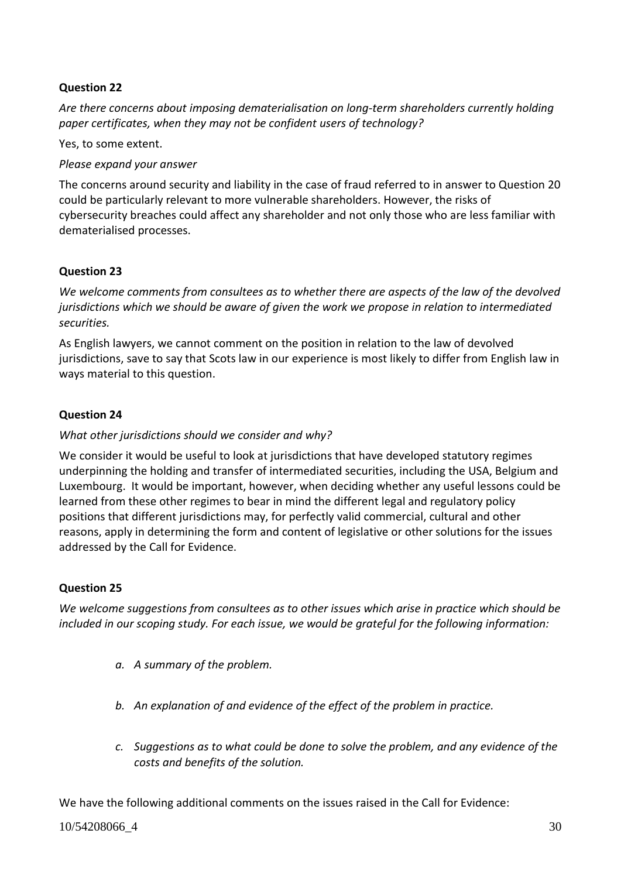**Question 22**

*Are there concerns about imposing dematerialisation on long-term shareholders currently holding paper certificates, when they may not be confident users of technology?*

Yes, to some extent.

*Please expand your answer*

The concerns around security and liability in the case of fraud referred to in answer to Question 20 could be particularly relevant to more vulnerable shareholders. However, the risks of cybersecurity breaches could affect any shareholder and not only those who are less familiar with dematerialised processes.

**Question 23**

*We welcome comments from consultees as to whether there are aspects of the law of the devolved jurisdictions which we should be aware of given the work we propose in relation to intermediated securities.*

As English lawyers, we cannot comment on the position in relation to the law of devolved jurisdictions, save to say that Scots law in our experience is most likely to differ from English law in ways material to this question.

**Question 24**

*What other jurisdictions should we consider and why?*

We consider it would be useful to look at jurisdictions that have developed statutory regimes underpinning the holding and transfer of intermediated securities, including the USA, Belgium and Luxembourg. It would be important, however, when deciding whether any useful lessons could be learned from these other regimes to bear in mind the different legal and regulatory policy positions that different jurisdictions may, for perfectly valid commercial, cultural and other reasons, apply in determining the form and content of legislative or other solutions for the issues addressed by the Call for Evidence.

**Question 25**

*We welcome suggestions from consultees as to other issues which arise in practice which should be included in our scoping study. For each issue, we would be grateful for the following information:*

- *a. A summary of the problem.*
- *b. An explanation of and evidence of the effect of the problem in practice.*
- *c. Suggestions as to what could be done to solve the problem, and any evidence of the costs and benefits of the solution.*

We have the following additional comments on the issues raised in the Call for Evidence: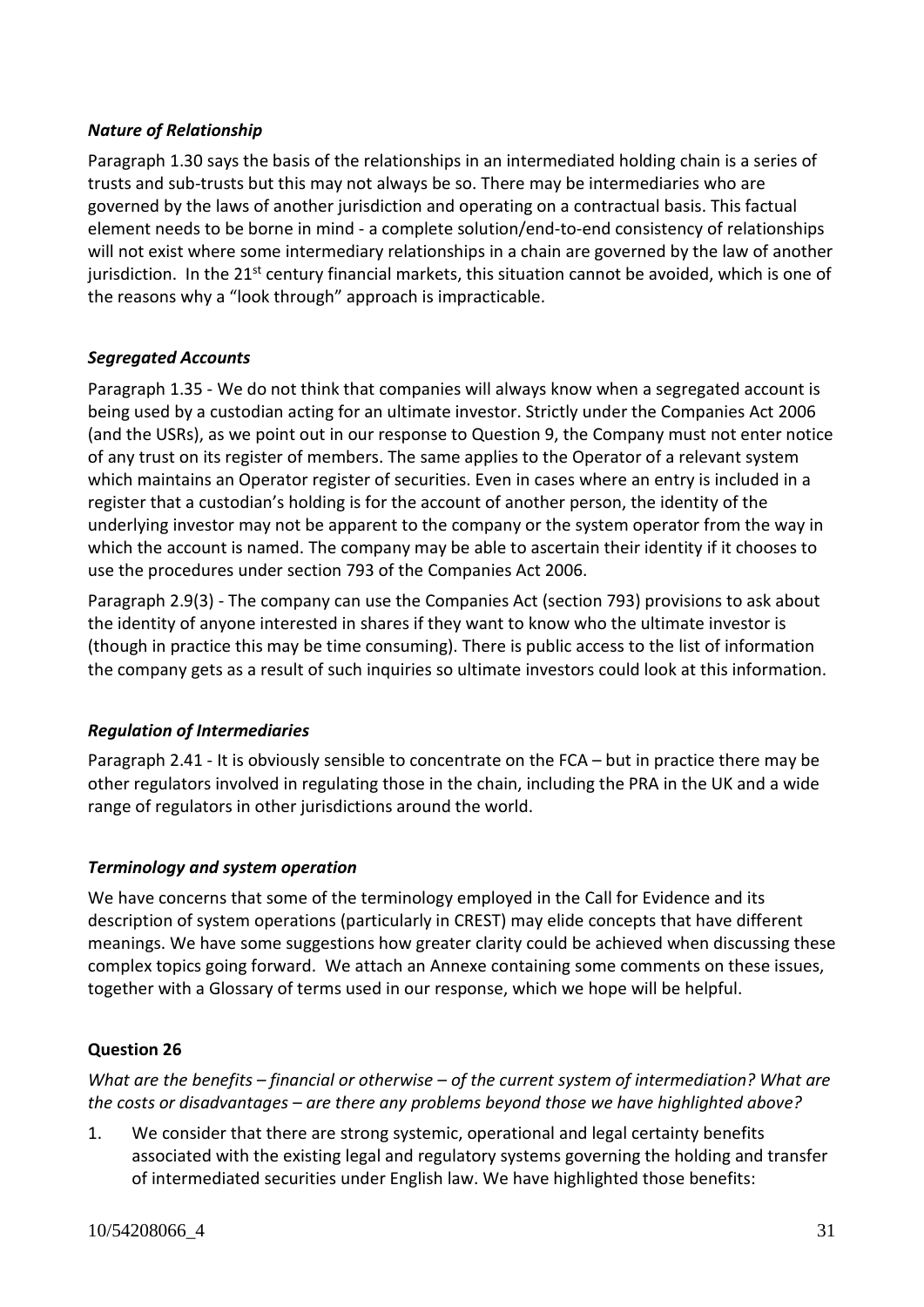### *Nature of Relationship*

Paragraph 1.30 says the basis of the relationships in an intermediated holding chain is a series of trusts and sub-trusts but this may not always be so. There may be intermediaries who are governed by the laws of another jurisdiction and operating on a contractual basis. This factual element needs to be borne in mind - a complete solution/end-to-end consistency of relationships will not exist where some intermediary relationships in a chain are governed by the law of another jurisdiction. In the 21st century financial markets, this situation cannot be avoided, which is one of the reasons why a "look through" approach is impracticable.

### *Segregated Accounts*

Paragraph 1.35 - We do not think that companies will always know when a segregated account is being used by a custodian acting for an ultimate investor. Strictly under the Companies Act 2006 (and the USRs), as we point out in our response to Question 9, the Company must not enter notice of any trust on its register of members. The same applies to the Operator of a relevant system which maintains an Operator register of securities. Even in cases where an entry is included in a register that a custodian's holding is for the account of another person, the identity of the underlying investor may not be apparent to the company or the system operator from the way in which the account is named. The company may be able to ascertain their identity if it chooses to use the procedures under section 793 of the Companies Act 2006.

Paragraph 2.9(3) - The company can use the Companies Act (section 793) provisions to ask about the identity of anyone interested in shares if they want to know who the ultimate investor is (though in practice this may be time consuming). There is public access to the list of information the company gets as a result of such inquiries so ultimate investors could look at this information.

### *Regulation of Intermediaries*

Paragraph 2.41 - It is obviously sensible to concentrate on the FCA – but in practice there may be other regulators involved in regulating those in the chain, including the PRA in the UK and a wide range of regulators in other jurisdictions around the world.

### *Terminology and system operation*

We have concerns that some of the terminology employed in the Call for Evidence and its description of system operations (particularly in CREST) may elide concepts that have different meanings. We have some suggestions how greater clarity could be achieved when discussing these complex topics going forward. We attach an Annexe containing some comments on these issues, together with a Glossary of terms used in our response, which we hope will be helpful.

### **Question 26**

*What are the benefits – financial or otherwise – of the current system of intermediation? What are the costs or disadvantages – are there any problems beyond those we have highlighted above?*

1. We consider that there are strong systemic, operational and legal certainty benefits associated with the existing legal and regulatory systems governing the holding and transfer of intermediated securities under English law. We have highlighted those benefits: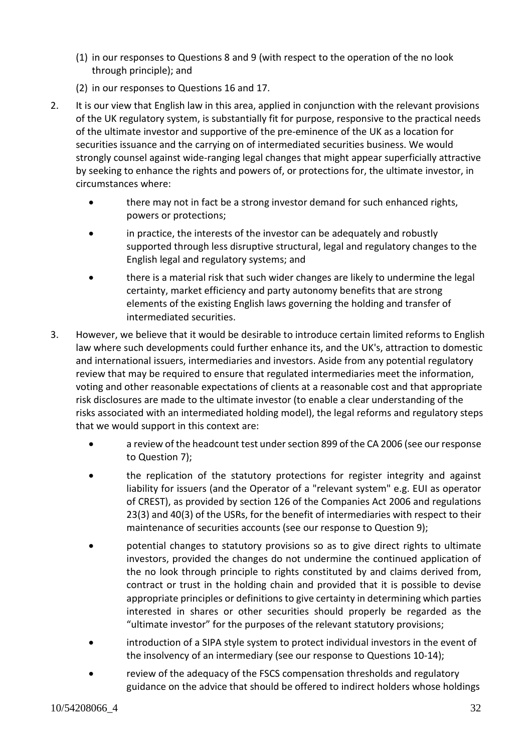(1) in our responses to Questions 8 and 9 (with respect to the operation of the no look through principle); and

(2) in our responses to Questions 16 and 17.

2. It is our view that English law in this area, applied in conjunction with the relevant provisions of the UK regulatory system, is substantially fit for purpose, responsive to the practical needs of the ultimate investor and supportive of the pre-eminence of the UK as a location for securities issuance and the carrying on of intermediated securities business. We would strongly counsel against wide-ranging legal changes that might appear superficially attractive by seeking to enhance the rights and powers of, or protections for, the ultimate investor, in circumstances where:

   - there may not in fact be a strong investor demand for such enhanced rights, powers or protections;
   - in practice, the interests of the investor can be adequately and robustly supported through less disruptive structural, legal and regulatory changes to the English legal and regulatory systems; and
   - there is a material risk that such wider changes are likely to undermine the legal certainty, market efficiency and party autonomy benefits that are strong elements of the existing English laws governing the holding and transfer of intermediated securities.

3. However, we believe that it would be desirable to introduce certain limited reforms to English law where such developments could further enhance its, and the UK's, attraction to domestic and international issuers, intermediaries and investors. Aside from any potential regulatory review that may be required to ensure that regulated intermediaries meet the information, voting and other reasonable expectations of clients at a reasonable cost and that appropriate risk disclosures are made to the ultimate investor (to enable a clear understanding of the risks associated with an intermediated holding model), the legal reforms and regulatory steps that we would support in this context are:

   - a review of the headcount test under section 899 of the CA 2006 (see our response to Question 7);
   - the replication of the statutory protections for register integrity and against liability for issuers (and the Operator of a "relevant system" e.g. EUI as operator of CREST), as provided by section 126 of the Companies Act 2006 and regulations 23(3) and 40(3) of the USRs, for the benefit of intermediaries with respect to their maintenance of securities accounts (see our response to Question 9);
   - potential changes to statutory provisions so as to give direct rights to ultimate investors, provided the changes do not undermine the continued application of the no look through principle to rights constituted by and claims derived from, contract or trust in the holding chain and provided that it is possible to devise appropriate principles or definitions to give certainty in determining which parties interested in shares or other securities should properly be regarded as the "ultimate investor" for the purposes of the relevant statutory provisions;
   - introduction of a SIPA style system to protect individual investors in the event of the insolvency of an intermediary (see our response to Questions 10-14);
   - review of the adequacy of the FSCS compensation thresholds and regulatory guidance on the advice that should be offered to indirect holders whose holdings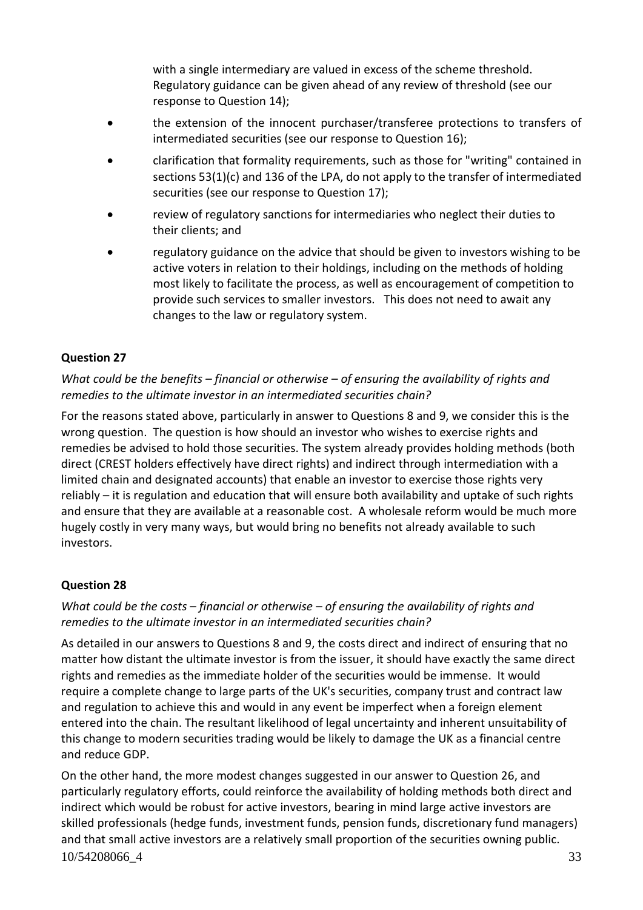with a single intermediary are valued in excess of the scheme threshold. Regulatory guidance can be given ahead of any review of threshold (see our response to Question 14);

- the extension of the innocent purchaser/transferee protections to transfers of intermediated securities (see our response to Question 16);
- clarification that formality requirements, such as those for "writing" contained in sections 53(1)(c) and 136 of the LPA, do not apply to the transfer of intermediated securities (see our response to Question 17);
- review of regulatory sanctions for intermediaries who neglect their duties to their clients; and
- regulatory guidance on the advice that should be given to investors wishing to be active voters in relation to their holdings, including on the methods of holding most likely to facilitate the process, as well as encouragement of competition to provide such services to smaller investors. This does not need to await any changes to the law or regulatory system.

**Question 27**

*What could be the benefits – financial or otherwise – of ensuring the availability of rights and remedies to the ultimate investor in an intermediated securities chain?*

For the reasons stated above, particularly in answer to Questions 8 and 9, we consider this is the wrong question. The question is how should an investor who wishes to exercise rights and remedies be advised to hold those securities. The system already provides holding methods (both direct (CREST holders effectively have direct rights) and indirect through intermediation with a limited chain and designated accounts) that enable an investor to exercise those rights very reliably – it is regulation and education that will ensure both availability and uptake of such rights and ensure that they are available at a reasonable cost. A wholesale reform would be much more hugely costly in very many ways, but would bring no benefits not already available to such investors.

**Question 28**

*What could be the costs – financial or otherwise – of ensuring the availability of rights and remedies to the ultimate investor in an intermediated securities chain?*

As detailed in our answers to Questions 8 and 9, the costs direct and indirect of ensuring that no matter how distant the ultimate investor is from the issuer, it should have exactly the same direct rights and remedies as the immediate holder of the securities would be immense. It would require a complete change to large parts of the UK's securities, company trust and contract law and regulation to achieve this and would in any event be imperfect when a foreign element entered into the chain. The resultant likelihood of legal uncertainty and inherent unsuitability of this change to modern securities trading would be likely to damage the UK as a financial centre and reduce GDP.

On the other hand, the more modest changes suggested in our answer to Question 26, and particularly regulatory efforts, could reinforce the availability of holding methods both direct and indirect which would be robust for active investors, bearing in mind large active investors are skilled professionals (hedge funds, investment funds, pension funds, discretionary fund managers) and that small active investors are a relatively small proportion of the securities owning public.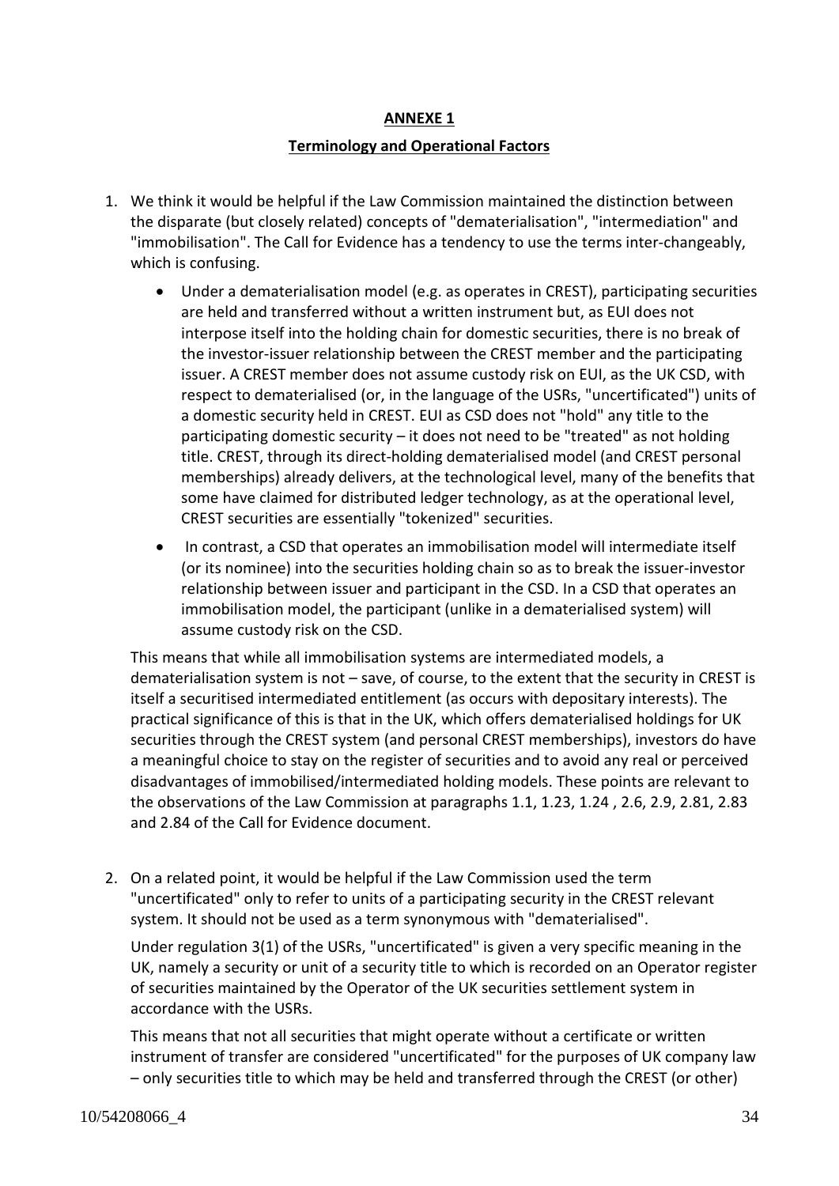**ANNEXE 1**

**Terminology and Operational Factors**

1. We think it would be helpful if the Law Commission maintained the distinction between the disparate (but closely related) concepts of "dematerialisation", "intermediation" and "immobilisation". The Call for Evidence has a tendency to use the terms inter-changeably, which is confusing.

   - Under a dematerialisation model (e.g. as operates in CREST), participating securities are held and transferred without a written instrument but, as EUI does not interpose itself into the holding chain for domestic securities, there is no break of the investor-issuer relationship between the CREST member and the participating issuer. A CREST member does not assume custody risk on EUI, as the UK CSD, with respect to dematerialised (or, in the language of the USRs, "uncertificated") units of a domestic security held in CREST. EUI as CSD does not "hold" any title to the participating domestic security – it does not need to be "treated" as not holding title. CREST, through its direct-holding dematerialised model (and CREST personal memberships) already delivers, at the technological level, many of the benefits that some have claimed for distributed ledger technology, as at the operational level, CREST securities are essentially "tokenized" securities.
   - In contrast, a CSD that operates an immobilisation model will intermediate itself (or its nominee) into the securities holding chain so as to break the issuer-investor relationship between issuer and participant in the CSD. In a CSD that operates an immobilisation model, the participant (unlike in a dematerialised system) will assume custody risk on the CSD.

   This means that while all immobilisation systems are intermediated models, a dematerialisation system is not – save, of course, to the extent that the security in CREST is itself a securitised intermediated entitlement (as occurs with depositary interests). The practical significance of this is that in the UK, which offers dematerialised holdings for UK securities through the CREST system (and personal CREST memberships), investors do have a meaningful choice to stay on the register of securities and to avoid any real or perceived disadvantages of immobilised/intermediated holding models. These points are relevant to the observations of the Law Commission at paragraphs 1.1, 1.23, 1.24 , 2.6, 2.9, 2.81, 2.83 and 2.84 of the Call for Evidence document.

2. On a related point, it would be helpful if the Law Commission used the term "uncertificated" only to refer to units of a participating security in the CREST relevant system. It should not be used as a term synonymous with "dematerialised".

   Under regulation 3(1) of the USRs, "uncertificated" is given a very specific meaning in the UK, namely a security or unit of a security title to which is recorded on an Operator register of securities maintained by the Operator of the UK securities settlement system in accordance with the USRs.

   This means that not all securities that might operate without a certificate or written instrument of transfer are considered "uncertificated" for the purposes of UK company law – only securities title to which may be held and transferred through the CREST (or other)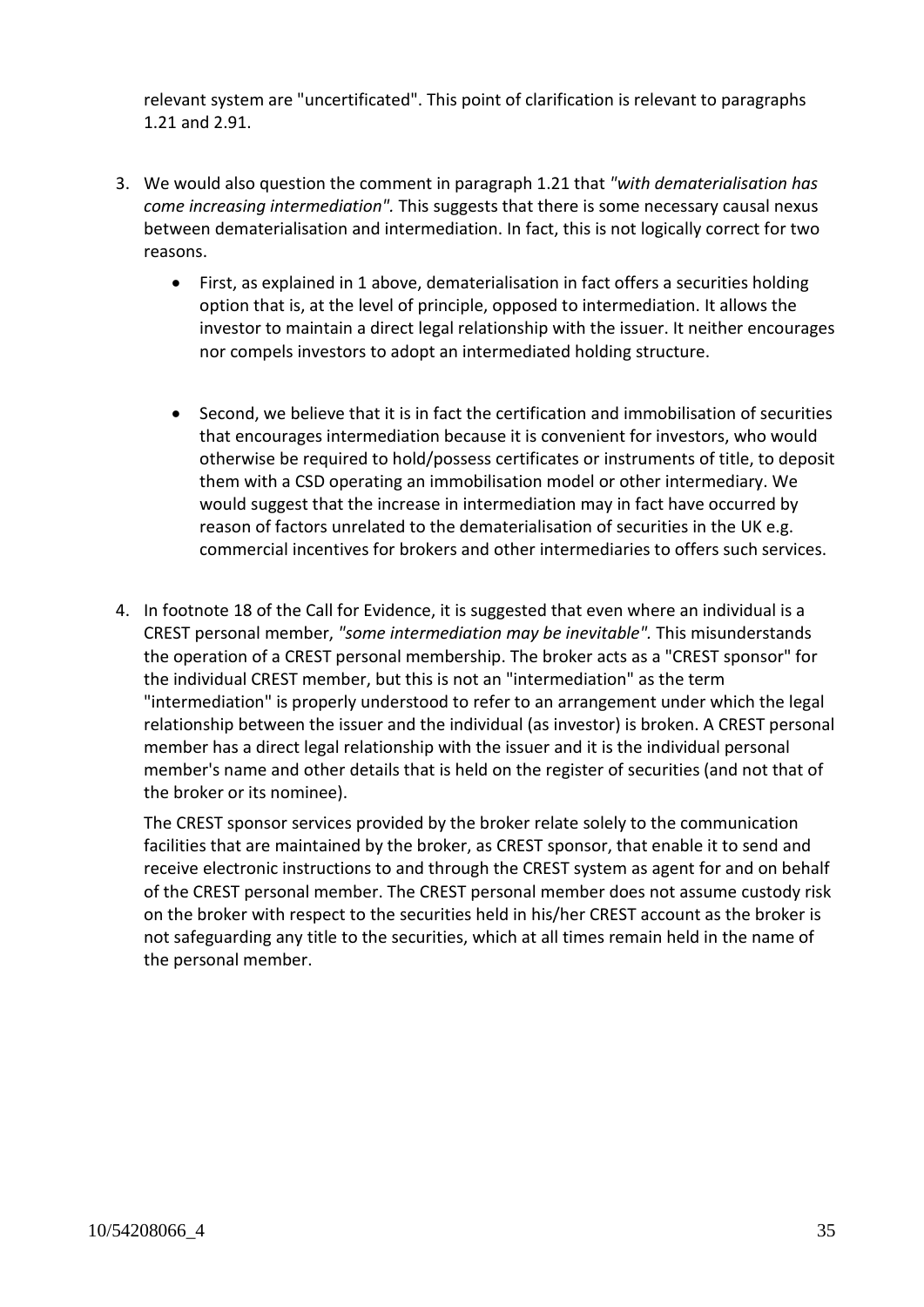relevant system are "uncertificated". This point of clarification is relevant to paragraphs 1.21 and 2.91.

3. We would also question the comment in paragraph 1.21 that *"with dematerialisation has come increasing intermediation".* This suggests that there is some necessary causal nexus between dematerialisation and intermediation. In fact, this is not logically correct for two reasons.

   - First, as explained in 1 above, dematerialisation in fact offers a securities holding option that is, at the level of principle, opposed to intermediation. It allows the investor to maintain a direct legal relationship with the issuer. It neither encourages nor compels investors to adopt an intermediated holding structure.

   - Second, we believe that it is in fact the certification and immobilisation of securities that encourages intermediation because it is convenient for investors, who would otherwise be required to hold/possess certificates or instruments of title, to deposit them with a CSD operating an immobilisation model or other intermediary. We would suggest that the increase in intermediation may in fact have occurred by reason of factors unrelated to the dematerialisation of securities in the UK e.g. commercial incentives for brokers and other intermediaries to offers such services.

4. In footnote 18 of the Call for Evidence, it is suggested that even where an individual is a CREST personal member, *"some intermediation may be inevitable".* This misunderstands the operation of a CREST personal membership. The broker acts as a "CREST sponsor" for the individual CREST member, but this is not an "intermediation" as the term "intermediation" is properly understood to refer to an arrangement under which the legal relationship between the issuer and the individual (as investor) is broken. A CREST personal member has a direct legal relationship with the issuer and it is the individual personal member's name and other details that is held on the register of securities (and not that of the broker or its nominee).

   The CREST sponsor services provided by the broker relate solely to the communication facilities that are maintained by the broker, as CREST sponsor, that enable it to send and receive electronic instructions to and through the CREST system as agent for and on behalf of the CREST personal member. The CREST personal member does not assume custody risk on the broker with respect to the securities held in his/her CREST account as the broker is not safeguarding any title to the securities, which at all times remain held in the name of the personal member.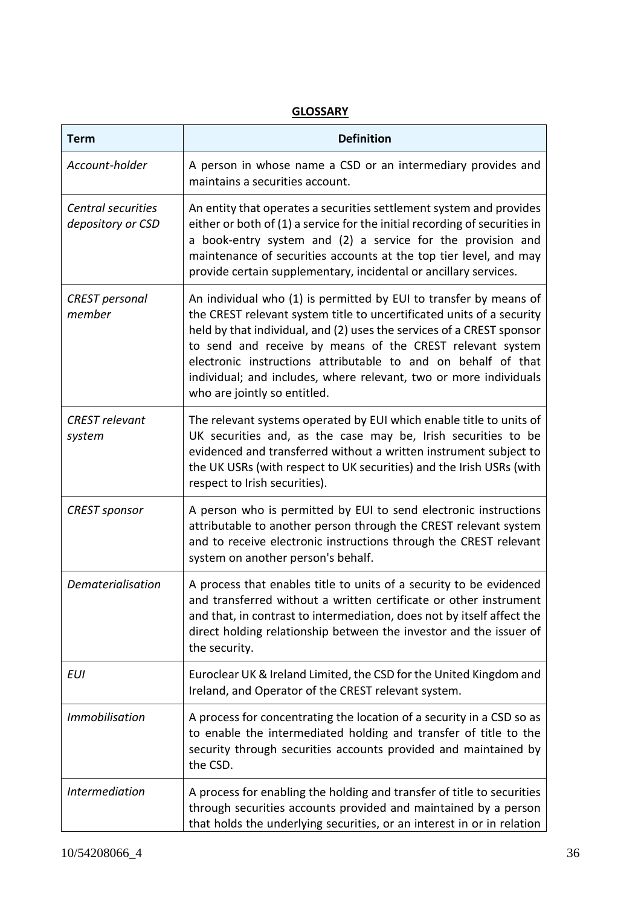**GLOSSARY**

| Term | Definition |
|---|---|
| *Account-holder* | A person in whose name a CSD or an intermediary provides and maintains a securities account. |
| *Central securities depository or CSD* | An entity that operates a securities settlement system and provides either or both of (1) a service for the initial recording of securities in a book-entry system and (2) a service for the provision and maintenance of securities accounts at the top tier level, and may provide certain supplementary, incidental or ancillary services. |
| *CREST personal member* | An individual who (1) is permitted by EUI to transfer by means of the CREST relevant system title to uncertificated units of a security held by that individual, and (2) uses the services of a CREST sponsor to send and receive by means of the CREST relevant system electronic instructions attributable to and on behalf of that individual; and includes, where relevant, two or more individuals who are jointly so entitled. |
| *CREST relevant system* | The relevant systems operated by EUI which enable title to units of UK securities and, as the case may be, Irish securities to be evidenced and transferred without a written instrument subject to the UK USRs (with respect to UK securities) and the Irish USRs (with respect to Irish securities). |
| *CREST sponsor* | A person who is permitted by EUI to send electronic instructions attributable to another person through the CREST relevant system and to receive electronic instructions through the CREST relevant system on another person's behalf. |
| *Dematerialisation* | A process that enables title to units of a security to be evidenced and transferred without a written certificate or other instrument and that, in contrast to intermediation, does not by itself affect the direct holding relationship between the investor and the issuer of the security. |
| *EUI* | Euroclear UK & Ireland Limited, the CSD for the United Kingdom and Ireland, and Operator of the CREST relevant system. |
| *Immobilisation* | A process for concentrating the location of a security in a CSD so as to enable the intermediated holding and transfer of title to the security through securities accounts provided and maintained by the CSD. |
| *Intermediation* | A process for enabling the holding and transfer of title to securities through securities accounts provided and maintained by a person that holds the underlying securities, or an interest in or in relation |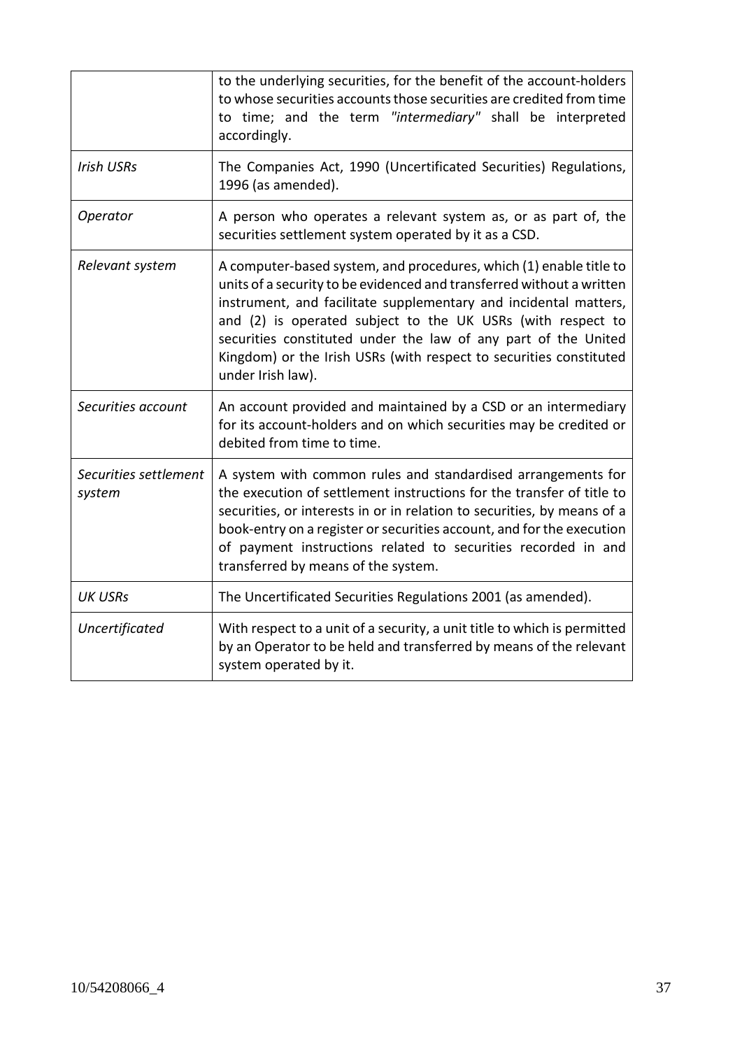| | |
|---|---|
| | to the underlying securities, for the benefit of the account-holders to whose securities accounts those securities are credited from time to time; and the term *"intermediary"* shall be interpreted accordingly. |
| *Irish USRs* | The Companies Act, 1990 (Uncertificated Securities) Regulations, 1996 (as amended). |
| *Operator* | A person who operates a relevant system as, or as part of, the securities settlement system operated by it as a CSD. |
| *Relevant system* | A computer-based system, and procedures, which (1) enable title to units of a security to be evidenced and transferred without a written instrument, and facilitate supplementary and incidental matters, and (2) is operated subject to the UK USRs (with respect to securities constituted under the law of any part of the United Kingdom) or the Irish USRs (with respect to securities constituted under Irish law). |
| *Securities account* | An account provided and maintained by a CSD or an intermediary for its account-holders and on which securities may be credited or debited from time to time. |
| *Securities settlement system* | A system with common rules and standardised arrangements for the execution of settlement instructions for the transfer of title to securities, or interests in or in relation to securities, by means of a book-entry on a register or securities account, and for the execution of payment instructions related to securities recorded in and transferred by means of the system. |
| *UK USRs* | The Uncertificated Securities Regulations 2001 (as amended). |
| *Uncertificated* | With respect to a unit of a security, a unit title to which is permitted by an Operator to be held and transferred by means of the relevant system operated by it. |

10/54208066_4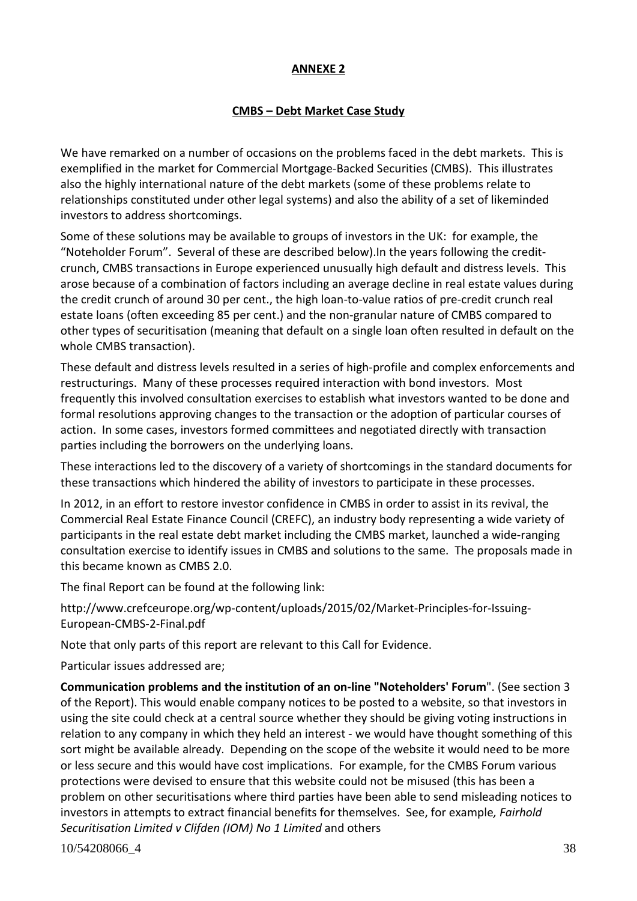**ANNEXE 2**

**CMBS – Debt Market Case Study**

We have remarked on a number of occasions on the problems faced in the debt markets. This is exemplified in the market for Commercial Mortgage-Backed Securities (CMBS). This illustrates also the highly international nature of the debt markets (some of these problems relate to relationships constituted under other legal systems) and also the ability of a set of likeminded investors to address shortcomings.

Some of these solutions may be available to groups of investors in the UK: for example, the "Noteholder Forum". Several of these are described below).In the years following the credit-crunch, CMBS transactions in Europe experienced unusually high default and distress levels. This arose because of a combination of factors including an average decline in real estate values during the credit crunch of around 30 per cent., the high loan-to-value ratios of pre-credit crunch real estate loans (often exceeding 85 per cent.) and the non-granular nature of CMBS compared to other types of securitisation (meaning that default on a single loan often resulted in default on the whole CMBS transaction).

These default and distress levels resulted in a series of high-profile and complex enforcements and restructurings. Many of these processes required interaction with bond investors. Most frequently this involved consultation exercises to establish what investors wanted to be done and formal resolutions approving changes to the transaction or the adoption of particular courses of action. In some cases, investors formed committees and negotiated directly with transaction parties including the borrowers on the underlying loans.

These interactions led to the discovery of a variety of shortcomings in the standard documents for these transactions which hindered the ability of investors to participate in these processes.

In 2012, in an effort to restore investor confidence in CMBS in order to assist in its revival, the Commercial Real Estate Finance Council (CREFC), an industry body representing a wide variety of participants in the real estate debt market including the CMBS market, launched a wide-ranging consultation exercise to identify issues in CMBS and solutions to the same. The proposals made in this became known as CMBS 2.0.

The final Report can be found at the following link:

http://www.crefceurope.org/wp-content/uploads/2015/02/Market-Principles-for-Issuing-European-CMBS-2-Final.pdf

Note that only parts of this report are relevant to this Call for Evidence.

Particular issues addressed are;

**Communication problems and the institution of an on-line "Noteholders' Forum"**. (See section 3 of the Report). This would enable company notices to be posted to a website, so that investors in using the site could check at a central source whether they should be giving voting instructions in relation to any company in which they held an interest - we would have thought something of this sort might be available already. Depending on the scope of the website it would need to be more or less secure and this would have cost implications. For example, for the CMBS Forum various protections were devised to ensure that this website could not be misused (this has been a problem on other securitisations where third parties have been able to send misleading notices to investors in attempts to extract financial benefits for themselves. See, for example*, Fairhold Securitisation Limited v Clifden (IOM) No 1 Limited* and others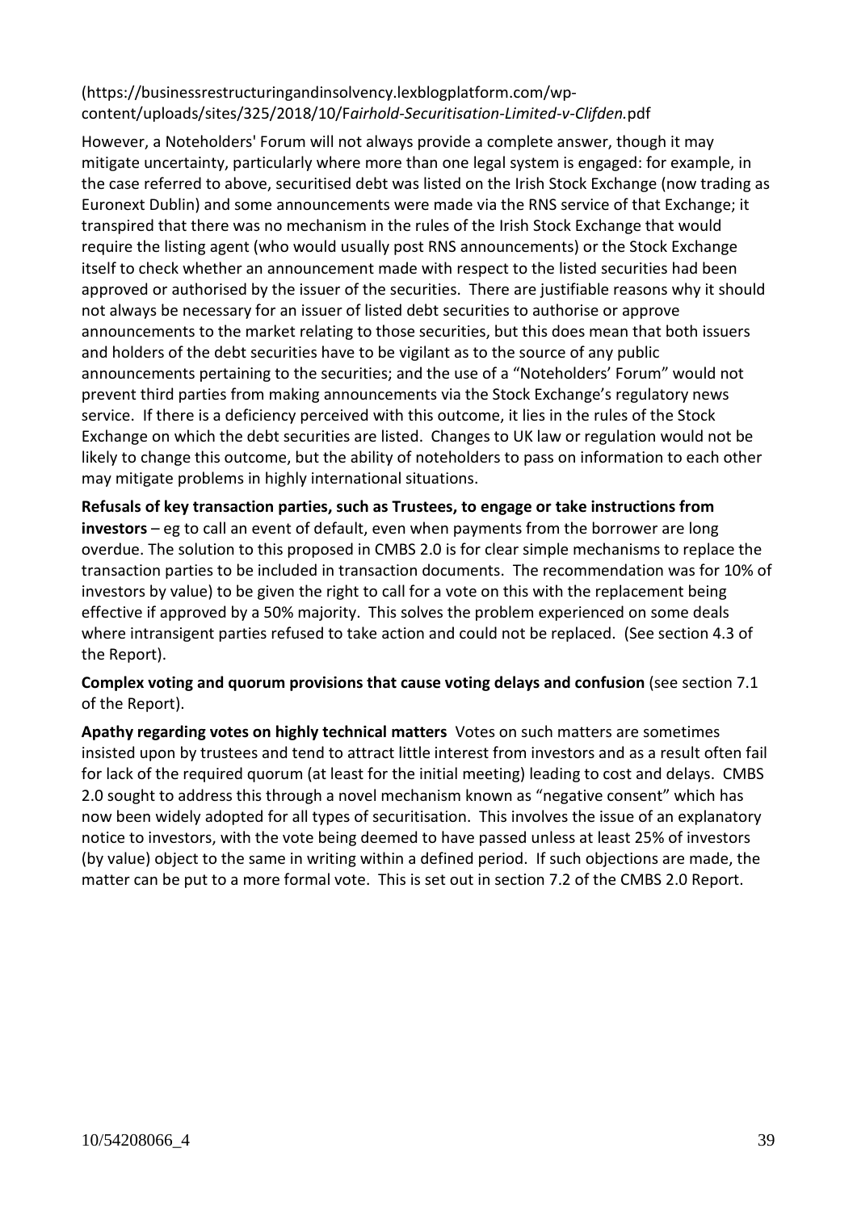(https://businessrestructuringandinsolvency.lexblogplatform.com/wp-content/uploads/sites/325/2018/10/F*airhold-Securitisation-Limited-v-Clifden.*pdf

However, a Noteholders' Forum will not always provide a complete answer, though it may mitigate uncertainty, particularly where more than one legal system is engaged: for example, in the case referred to above, securitised debt was listed on the Irish Stock Exchange (now trading as Euronext Dublin) and some announcements were made via the RNS service of that Exchange; it transpired that there was no mechanism in the rules of the Irish Stock Exchange that would require the listing agent (who would usually post RNS announcements) or the Stock Exchange itself to check whether an announcement made with respect to the listed securities had been approved or authorised by the issuer of the securities. There are justifiable reasons why it should not always be necessary for an issuer of listed debt securities to authorise or approve announcements to the market relating to those securities, but this does mean that both issuers and holders of the debt securities have to be vigilant as to the source of any public announcements pertaining to the securities; and the use of a "Noteholders' Forum" would not prevent third parties from making announcements via the Stock Exchange's regulatory news service. If there is a deficiency perceived with this outcome, it lies in the rules of the Stock Exchange on which the debt securities are listed. Changes to UK law or regulation would not be likely to change this outcome, but the ability of noteholders to pass on information to each other may mitigate problems in highly international situations.

**Refusals of key transaction parties, such as Trustees, to engage or take instructions from investors** – eg to call an event of default, even when payments from the borrower are long overdue. The solution to this proposed in CMBS 2.0 is for clear simple mechanisms to replace the transaction parties to be included in transaction documents. The recommendation was for 10% of investors by value) to be given the right to call for a vote on this with the replacement being effective if approved by a 50% majority. This solves the problem experienced on some deals where intransigent parties refused to take action and could not be replaced. (See section 4.3 of the Report).

**Complex voting and quorum provisions that cause voting delays and confusion** (see section 7.1 of the Report).

**Apathy regarding votes on highly technical matters** Votes on such matters are sometimes insisted upon by trustees and tend to attract little interest from investors and as a result often fail for lack of the required quorum (at least for the initial meeting) leading to cost and delays. CMBS 2.0 sought to address this through a novel mechanism known as "negative consent" which has now been widely adopted for all types of securitisation. This involves the issue of an explanatory notice to investors, with the vote being deemed to have passed unless at least 25% of investors (by value) object to the same in writing within a defined period. If such objections are made, the matter can be put to a more formal vote. This is set out in section 7.2 of the CMBS 2.0 Report.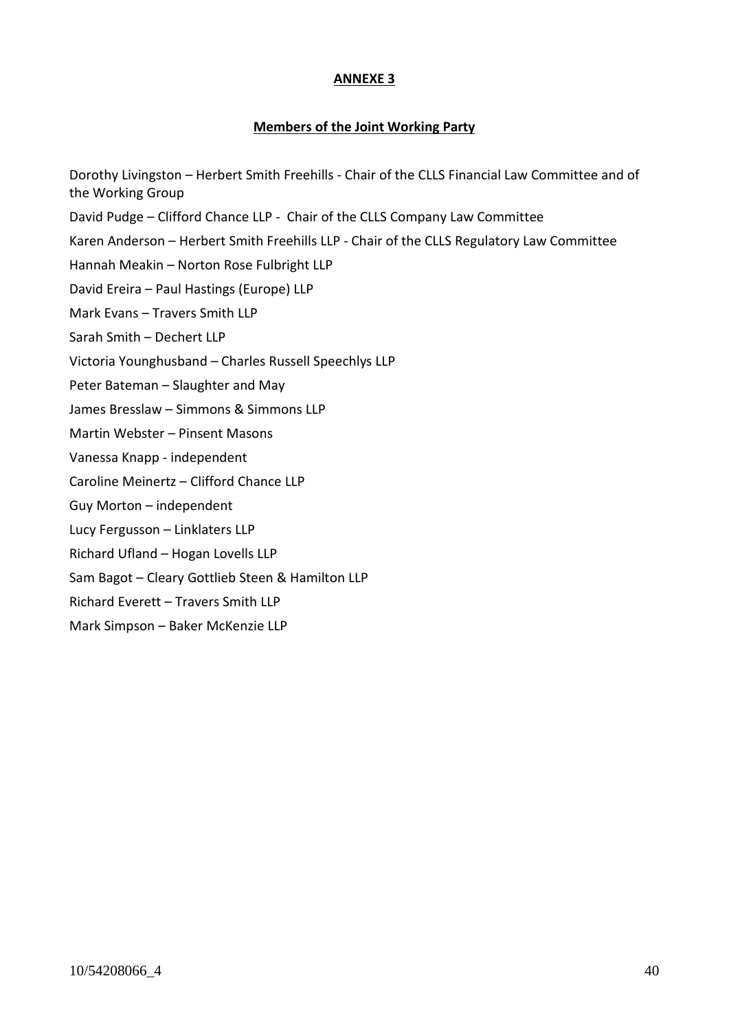## ANNEXE 3

### Members of the Joint Working Party

Dorothy Livingston – Herbert Smith Freehills - Chair of the CLLS Financial Law Committee and of the Working Group

David Pudge – Clifford Chance LLP - Chair of the CLLS Company Law Committee

Karen Anderson – Herbert Smith Freehills LLP - Chair of the CLLS Regulatory Law Committee

Hannah Meakin – Norton Rose Fulbright LLP

David Ereira – Paul Hastings (Europe) LLP

Mark Evans – Travers Smith LLP

Sarah Smith – Dechert LLP

Victoria Younghusband – Charles Russell Speechlys LLP

Peter Bateman – Slaughter and May

James Bresslaw – Simmons & Simmons LLP

Martin Webster – Pinsent Masons

Vanessa Knapp - independent

Caroline Meinertz – Clifford Chance LLP

Guy Morton – independent

Lucy Fergusson – Linklaters LLP

Richard Ufland – Hogan Lovells LLP

Sam Bagot – Cleary Gottlieb Steen & Hamilton LLP

Richard Everett – Travers Smith LLP

Mark Simpson – Baker McKenzie LLP

10/54208066_4